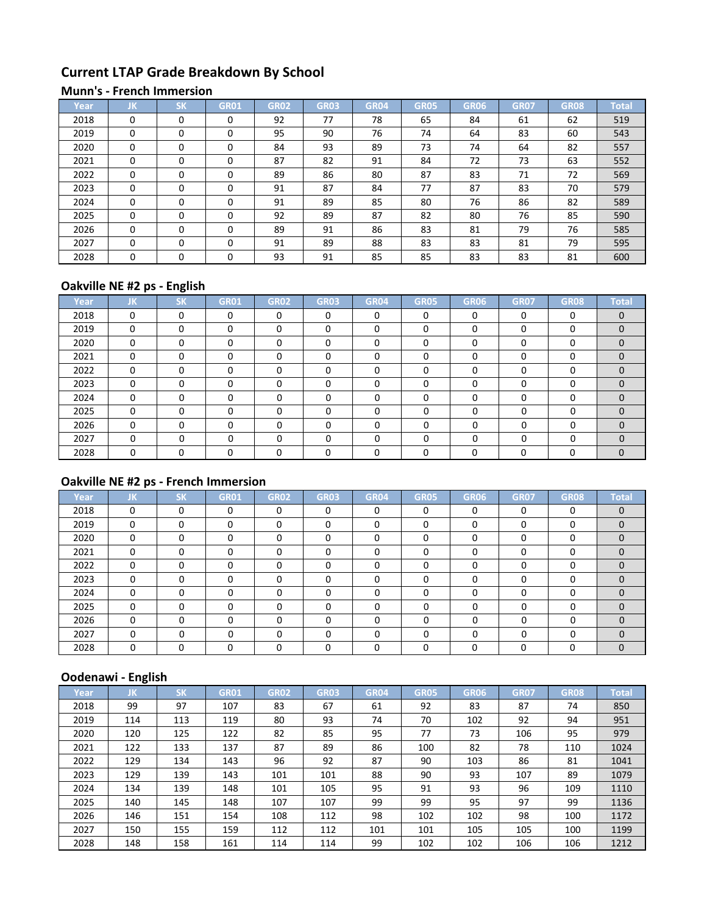# Current LTAP Grade Breakdown By School

## Munn's - French Immersion

| Year | JK | SK | GR01 | GR02 | GR03 | GR04 | GR05 | GR06 | GR07 | GR08 | Total |
|---|---|---|---|---|---|---|---|---|---|---|---|
| 2018 | 0 | 0 | 0 | 92 | 77 | 78 | 65 | 84 | 61 | 62 | 519 |
| 2019 | 0 | 0 | 0 | 95 | 90 | 76 | 74 | 64 | 83 | 60 | 543 |
| 2020 | 0 | 0 | 0 | 84 | 93 | 89 | 73 | 74 | 64 | 82 | 557 |
| 2021 | 0 | 0 | 0 | 87 | 82 | 91 | 84 | 72 | 73 | 63 | 552 |
| 2022 | 0 | 0 | 0 | 89 | 86 | 80 | 87 | 83 | 71 | 72 | 569 |
| 2023 | 0 | 0 | 0 | 91 | 87 | 84 | 77 | 87 | 83 | 70 | 579 |
| 2024 | 0 | 0 | 0 | 91 | 89 | 85 | 80 | 76 | 86 | 82 | 589 |
| 2025 | 0 | 0 | 0 | 92 | 89 | 87 | 82 | 80 | 76 | 85 | 590 |
| 2026 | 0 | 0 | 0 | 89 | 91 | 86 | 83 | 81 | 79 | 76 | 585 |
| 2027 | 0 | 0 | 0 | 91 | 89 | 88 | 83 | 83 | 81 | 79 | 595 |
| 2028 | 0 | 0 | 0 | 93 | 91 | 85 | 85 | 83 | 83 | 81 | 600 |

## Oakville NE #2 ps - English

| Year | JK | SK | GR01 | GR02 | GR03 | GR04 | GR05 | GR06 | GR07 | GR08 | Total |
|---|---|---|---|---|---|---|---|---|---|---|---|
| 2018 | 0 | 0 | 0 | 0 | 0 | 0 | 0 | 0 | 0 | 0 | 0 |
| 2019 | 0 | 0 | 0 | 0 | 0 | 0 | 0 | 0 | 0 | 0 | 0 |
| 2020 | 0 | 0 | 0 | 0 | 0 | 0 | 0 | 0 | 0 | 0 | 0 |
| 2021 | 0 | 0 | 0 | 0 | 0 | 0 | 0 | 0 | 0 | 0 | 0 |
| 2022 | 0 | 0 | 0 | 0 | 0 | 0 | 0 | 0 | 0 | 0 | 0 |
| 2023 | 0 | 0 | 0 | 0 | 0 | 0 | 0 | 0 | 0 | 0 | 0 |
| 2024 | 0 | 0 | 0 | 0 | 0 | 0 | 0 | 0 | 0 | 0 | 0 |
| 2025 | 0 | 0 | 0 | 0 | 0 | 0 | 0 | 0 | 0 | 0 | 0 |
| 2026 | 0 | 0 | 0 | 0 | 0 | 0 | 0 | 0 | 0 | 0 | 0 |
| 2027 | 0 | 0 | 0 | 0 | 0 | 0 | 0 | 0 | 0 | 0 | 0 |
| 2028 | 0 | 0 | 0 | 0 | 0 | 0 | 0 | 0 | 0 | 0 | 0 |

## Oakville NE #2 ps - French Immersion

| Year | JK | SK | GR01 | GR02 | GR03 | GR04 | GR05 | GR06 | GR07 | GR08 | Total |
|---|---|---|---|---|---|---|---|---|---|---|---|
| 2018 | 0 | 0 | 0 | 0 | 0 | 0 | 0 | 0 | 0 | 0 | 0 |
| 2019 | 0 | 0 | 0 | 0 | 0 | 0 | 0 | 0 | 0 | 0 | 0 |
| 2020 | 0 | 0 | 0 | 0 | 0 | 0 | 0 | 0 | 0 | 0 | 0 |
| 2021 | 0 | 0 | 0 | 0 | 0 | 0 | 0 | 0 | 0 | 0 | 0 |
| 2022 | 0 | 0 | 0 | 0 | 0 | 0 | 0 | 0 | 0 | 0 | 0 |
| 2023 | 0 | 0 | 0 | 0 | 0 | 0 | 0 | 0 | 0 | 0 | 0 |
| 2024 | 0 | 0 | 0 | 0 | 0 | 0 | 0 | 0 | 0 | 0 | 0 |
| 2025 | 0 | 0 | 0 | 0 | 0 | 0 | 0 | 0 | 0 | 0 | 0 |
| 2026 | 0 | 0 | 0 | 0 | 0 | 0 | 0 | 0 | 0 | 0 | 0 |
| 2027 | 0 | 0 | 0 | 0 | 0 | 0 | 0 | 0 | 0 | 0 | 0 |
| 2028 | 0 | 0 | 0 | 0 | 0 | 0 | 0 | 0 | 0 | 0 | 0 |

## Oodenawi - English

| Year | JK | SK | GR01 | GR02 | GR03 | GR04 | GR05 | GR06 | GR07 | GR08 | Total |
|---|---|---|---|---|---|---|---|---|---|---|---|
| 2018 | 99 | 97 | 107 | 83 | 67 | 61 | 92 | 83 | 87 | 74 | 850 |
| 2019 | 114 | 113 | 119 | 80 | 93 | 74 | 70 | 102 | 92 | 94 | 951 |
| 2020 | 120 | 125 | 122 | 82 | 85 | 95 | 77 | 73 | 106 | 95 | 979 |
| 2021 | 122 | 133 | 137 | 87 | 89 | 86 | 100 | 82 | 78 | 110 | 1024 |
| 2022 | 129 | 134 | 143 | 96 | 92 | 87 | 90 | 103 | 86 | 81 | 1041 |
| 2023 | 129 | 139 | 143 | 101 | 101 | 88 | 90 | 93 | 107 | 89 | 1079 |
| 2024 | 134 | 139 | 148 | 101 | 105 | 95 | 91 | 93 | 96 | 109 | 1110 |
| 2025 | 140 | 145 | 148 | 107 | 107 | 99 | 99 | 95 | 97 | 99 | 1136 |
| 2026 | 146 | 151 | 154 | 108 | 112 | 98 | 102 | 102 | 98 | 100 | 1172 |
| 2027 | 150 | 155 | 159 | 112 | 112 | 101 | 101 | 105 | 105 | 100 | 1199 |
| 2028 | 148 | 158 | 161 | 114 | 114 | 99 | 102 | 102 | 106 | 106 | 1212 |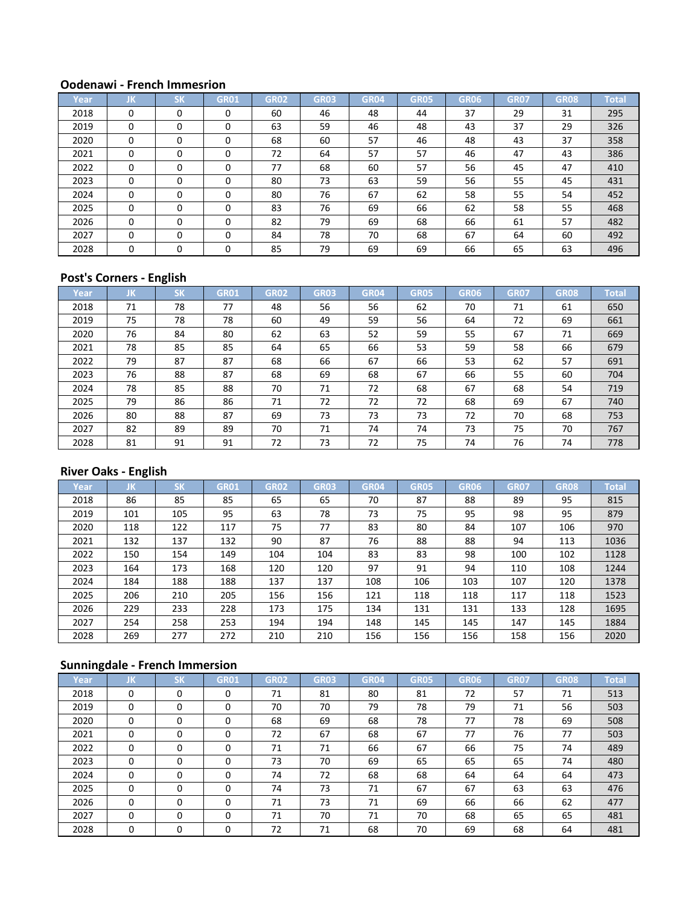### Oodenawi - French Immesrion

| Year | JK | SK | GR01 | GR02 | GR03 | GR04 | GR05 | GR06 | GR07 | GR08 | Total |
|---|---|---|---|---|---|---|---|---|---|---|---|
| 2018 | 0 | 0 | 0 | 60 | 46 | 48 | 44 | 37 | 29 | 31 | 295 |
| 2019 | 0 | 0 | 0 | 63 | 59 | 46 | 48 | 43 | 37 | 29 | 326 |
| 2020 | 0 | 0 | 0 | 68 | 60 | 57 | 46 | 48 | 43 | 37 | 358 |
| 2021 | 0 | 0 | 0 | 72 | 64 | 57 | 57 | 46 | 47 | 43 | 386 |
| 2022 | 0 | 0 | 0 | 77 | 68 | 60 | 57 | 56 | 45 | 47 | 410 |
| 2023 | 0 | 0 | 0 | 80 | 73 | 63 | 59 | 56 | 55 | 45 | 431 |
| 2024 | 0 | 0 | 0 | 80 | 76 | 67 | 62 | 58 | 55 | 54 | 452 |
| 2025 | 0 | 0 | 0 | 83 | 76 | 69 | 66 | 62 | 58 | 55 | 468 |
| 2026 | 0 | 0 | 0 | 82 | 79 | 69 | 68 | 66 | 61 | 57 | 482 |
| 2027 | 0 | 0 | 0 | 84 | 78 | 70 | 68 | 67 | 64 | 60 | 492 |
| 2028 | 0 | 0 | 0 | 85 | 79 | 69 | 69 | 66 | 65 | 63 | 496 |

### Post's Corners - English

| Year | JK | SK | GR01 | GR02 | GR03 | GR04 | GR05 | GR06 | GR07 | GR08 | Total |
|---|---|---|---|---|---|---|---|---|---|---|---|
| 2018 | 71 | 78 | 77 | 48 | 56 | 56 | 62 | 70 | 71 | 61 | 650 |
| 2019 | 75 | 78 | 78 | 60 | 49 | 59 | 56 | 64 | 72 | 69 | 661 |
| 2020 | 76 | 84 | 80 | 62 | 63 | 52 | 59 | 55 | 67 | 71 | 669 |
| 2021 | 78 | 85 | 85 | 64 | 65 | 66 | 53 | 59 | 58 | 66 | 679 |
| 2022 | 79 | 87 | 87 | 68 | 66 | 67 | 66 | 53 | 62 | 57 | 691 |
| 2023 | 76 | 88 | 87 | 68 | 69 | 68 | 67 | 66 | 55 | 60 | 704 |
| 2024 | 78 | 85 | 88 | 70 | 71 | 72 | 68 | 67 | 68 | 54 | 719 |
| 2025 | 79 | 86 | 86 | 71 | 72 | 72 | 72 | 68 | 69 | 67 | 740 |
| 2026 | 80 | 88 | 87 | 69 | 73 | 73 | 73 | 72 | 70 | 68 | 753 |
| 2027 | 82 | 89 | 89 | 70 | 71 | 74 | 74 | 73 | 75 | 70 | 767 |
| 2028 | 81 | 91 | 91 | 72 | 73 | 72 | 75 | 74 | 76 | 74 | 778 |

### River Oaks - English

| Year | JK | SK | GR01 | GR02 | GR03 | GR04 | GR05 | GR06 | GR07 | GR08 | Total |
|---|---|---|---|---|---|---|---|---|---|---|---|
| 2018 | 86 | 85 | 85 | 65 | 65 | 70 | 87 | 88 | 89 | 95 | 815 |
| 2019 | 101 | 105 | 95 | 63 | 78 | 73 | 75 | 95 | 98 | 95 | 879 |
| 2020 | 118 | 122 | 117 | 75 | 77 | 83 | 80 | 84 | 107 | 106 | 970 |
| 2021 | 132 | 137 | 132 | 90 | 87 | 76 | 88 | 88 | 94 | 113 | 1036 |
| 2022 | 150 | 154 | 149 | 104 | 104 | 83 | 83 | 98 | 100 | 102 | 1128 |
| 2023 | 164 | 173 | 168 | 120 | 120 | 97 | 91 | 94 | 110 | 108 | 1244 |
| 2024 | 184 | 188 | 188 | 137 | 137 | 108 | 106 | 103 | 107 | 120 | 1378 |
| 2025 | 206 | 210 | 205 | 156 | 156 | 121 | 118 | 118 | 117 | 118 | 1523 |
| 2026 | 229 | 233 | 228 | 173 | 175 | 134 | 131 | 131 | 133 | 128 | 1695 |
| 2027 | 254 | 258 | 253 | 194 | 194 | 148 | 145 | 145 | 147 | 145 | 1884 |
| 2028 | 269 | 277 | 272 | 210 | 210 | 156 | 156 | 156 | 158 | 156 | 2020 |

### Sunningdale - French Immersion

| Year | JK | SK | GR01 | GR02 | GR03 | GR04 | GR05 | GR06 | GR07 | GR08 | Total |
|---|---|---|---|---|---|---|---|---|---|---|---|
| 2018 | 0 | 0 | 0 | 71 | 81 | 80 | 81 | 72 | 57 | 71 | 513 |
| 2019 | 0 | 0 | 0 | 70 | 70 | 79 | 78 | 79 | 71 | 56 | 503 |
| 2020 | 0 | 0 | 0 | 68 | 69 | 68 | 78 | 77 | 78 | 69 | 508 |
| 2021 | 0 | 0 | 0 | 72 | 67 | 68 | 67 | 77 | 76 | 77 | 503 |
| 2022 | 0 | 0 | 0 | 71 | 71 | 66 | 67 | 66 | 75 | 74 | 489 |
| 2023 | 0 | 0 | 0 | 73 | 70 | 69 | 65 | 65 | 65 | 74 | 480 |
| 2024 | 0 | 0 | 0 | 74 | 72 | 68 | 68 | 64 | 64 | 64 | 473 |
| 2025 | 0 | 0 | 0 | 74 | 73 | 71 | 67 | 67 | 63 | 63 | 476 |
| 2026 | 0 | 0 | 0 | 71 | 73 | 71 | 69 | 66 | 66 | 62 | 477 |
| 2027 | 0 | 0 | 0 | 71 | 70 | 71 | 70 | 68 | 65 | 65 | 481 |
| 2028 | 0 | 0 | 0 | 72 | 71 | 68 | 70 | 69 | 68 | 64 | 481 |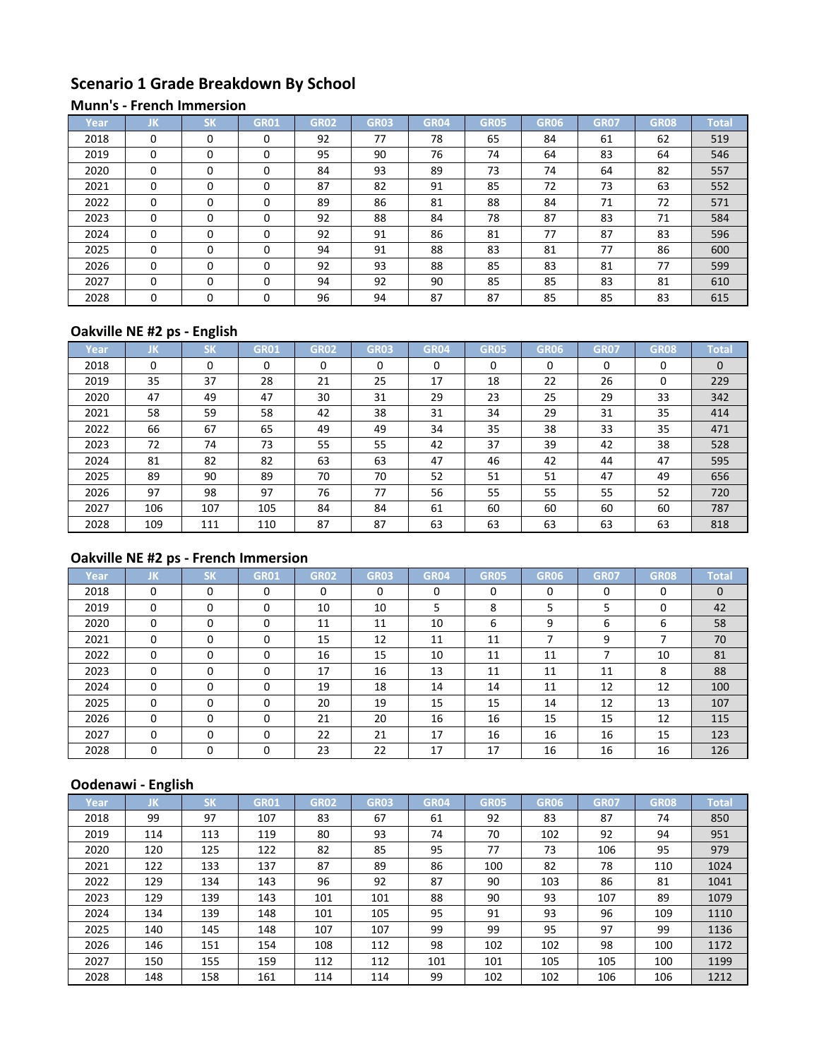# Scenario 1 Grade Breakdown By School

## Munn's - French Immersion

| Year | JK | SK | GR01 | GR02 | GR03 | GR04 | GR05 | GR06 | GR07 | GR08 | Total |
|---|---|---|---|---|---|---|---|---|---|---|---|
| 2018 | 0 | 0 | 0 | 92 | 77 | 78 | 65 | 84 | 61 | 62 | 519 |
| 2019 | 0 | 0 | 0 | 95 | 90 | 76 | 74 | 64 | 83 | 64 | 546 |
| 2020 | 0 | 0 | 0 | 84 | 93 | 89 | 73 | 74 | 64 | 82 | 557 |
| 2021 | 0 | 0 | 0 | 87 | 82 | 91 | 85 | 72 | 73 | 63 | 552 |
| 2022 | 0 | 0 | 0 | 89 | 86 | 81 | 88 | 84 | 71 | 72 | 571 |
| 2023 | 0 | 0 | 0 | 92 | 88 | 84 | 78 | 87 | 83 | 71 | 584 |
| 2024 | 0 | 0 | 0 | 92 | 91 | 86 | 81 | 77 | 87 | 83 | 596 |
| 2025 | 0 | 0 | 0 | 94 | 91 | 88 | 83 | 81 | 77 | 86 | 600 |
| 2026 | 0 | 0 | 0 | 92 | 93 | 88 | 85 | 83 | 81 | 77 | 599 |
| 2027 | 0 | 0 | 0 | 94 | 92 | 90 | 85 | 85 | 83 | 81 | 610 |
| 2028 | 0 | 0 | 0 | 96 | 94 | 87 | 87 | 85 | 85 | 83 | 615 |

## Oakville NE #2 ps - English

| Year | JK | SK | GR01 | GR02 | GR03 | GR04 | GR05 | GR06 | GR07 | GR08 | Total |
|---|---|---|---|---|---|---|---|---|---|---|---|
| 2018 | 0 | 0 | 0 | 0 | 0 | 0 | 0 | 0 | 0 | 0 | 0 |
| 2019 | 35 | 37 | 28 | 21 | 25 | 17 | 18 | 22 | 26 | 0 | 229 |
| 2020 | 47 | 49 | 47 | 30 | 31 | 29 | 23 | 25 | 29 | 33 | 342 |
| 2021 | 58 | 59 | 58 | 42 | 38 | 31 | 34 | 29 | 31 | 35 | 414 |
| 2022 | 66 | 67 | 65 | 49 | 49 | 34 | 35 | 38 | 33 | 35 | 471 |
| 2023 | 72 | 74 | 73 | 55 | 55 | 42 | 37 | 39 | 42 | 38 | 528 |
| 2024 | 81 | 82 | 82 | 63 | 63 | 47 | 46 | 42 | 44 | 47 | 595 |
| 2025 | 89 | 90 | 89 | 70 | 70 | 52 | 51 | 51 | 47 | 49 | 656 |
| 2026 | 97 | 98 | 97 | 76 | 77 | 56 | 55 | 55 | 55 | 52 | 720 |
| 2027 | 106 | 107 | 105 | 84 | 84 | 61 | 60 | 60 | 60 | 60 | 787 |
| 2028 | 109 | 111 | 110 | 87 | 87 | 63 | 63 | 63 | 63 | 63 | 818 |

## Oakville NE #2 ps - French Immersion

| Year | JK | SK | GR01 | GR02 | GR03 | GR04 | GR05 | GR06 | GR07 | GR08 | Total |
|---|---|---|---|---|---|---|---|---|---|---|---|
| 2018 | 0 | 0 | 0 | 0 | 0 | 0 | 0 | 0 | 0 | 0 | 0 |
| 2019 | 0 | 0 | 0 | 10 | 10 | 5 | 8 | 5 | 5 | 0 | 42 |
| 2020 | 0 | 0 | 0 | 11 | 11 | 10 | 6 | 9 | 6 | 6 | 58 |
| 2021 | 0 | 0 | 0 | 15 | 12 | 11 | 11 | 7 | 9 | 7 | 70 |
| 2022 | 0 | 0 | 0 | 16 | 15 | 10 | 11 | 11 | 7 | 10 | 81 |
| 2023 | 0 | 0 | 0 | 17 | 16 | 13 | 11 | 11 | 11 | 8 | 88 |
| 2024 | 0 | 0 | 0 | 19 | 18 | 14 | 14 | 11 | 12 | 12 | 100 |
| 2025 | 0 | 0 | 0 | 20 | 19 | 15 | 15 | 14 | 12 | 13 | 107 |
| 2026 | 0 | 0 | 0 | 21 | 20 | 16 | 16 | 15 | 15 | 12 | 115 |
| 2027 | 0 | 0 | 0 | 22 | 21 | 17 | 16 | 16 | 16 | 15 | 123 |
| 2028 | 0 | 0 | 0 | 23 | 22 | 17 | 17 | 16 | 16 | 16 | 126 |

## Oodenawi - English

| Year | JK | SK | GR01 | GR02 | GR03 | GR04 | GR05 | GR06 | GR07 | GR08 | Total |
|---|---|---|---|---|---|---|---|---|---|---|---|
| 2018 | 99 | 97 | 107 | 83 | 67 | 61 | 92 | 83 | 87 | 74 | 850 |
| 2019 | 114 | 113 | 119 | 80 | 93 | 74 | 70 | 102 | 92 | 94 | 951 |
| 2020 | 120 | 125 | 122 | 82 | 85 | 95 | 77 | 73 | 106 | 95 | 979 |
| 2021 | 122 | 133 | 137 | 87 | 89 | 86 | 100 | 82 | 78 | 110 | 1024 |
| 2022 | 129 | 134 | 143 | 96 | 92 | 87 | 90 | 103 | 86 | 81 | 1041 |
| 2023 | 129 | 139 | 143 | 101 | 101 | 88 | 90 | 93 | 107 | 89 | 1079 |
| 2024 | 134 | 139 | 148 | 101 | 105 | 95 | 91 | 93 | 96 | 109 | 1110 |
| 2025 | 140 | 145 | 148 | 107 | 107 | 99 | 99 | 95 | 97 | 99 | 1136 |
| 2026 | 146 | 151 | 154 | 108 | 112 | 98 | 102 | 102 | 98 | 100 | 1172 |
| 2027 | 150 | 155 | 159 | 112 | 112 | 101 | 101 | 105 | 105 | 100 | 1199 |
| 2028 | 148 | 158 | 161 | 114 | 114 | 99 | 102 | 102 | 106 | 106 | 1212 |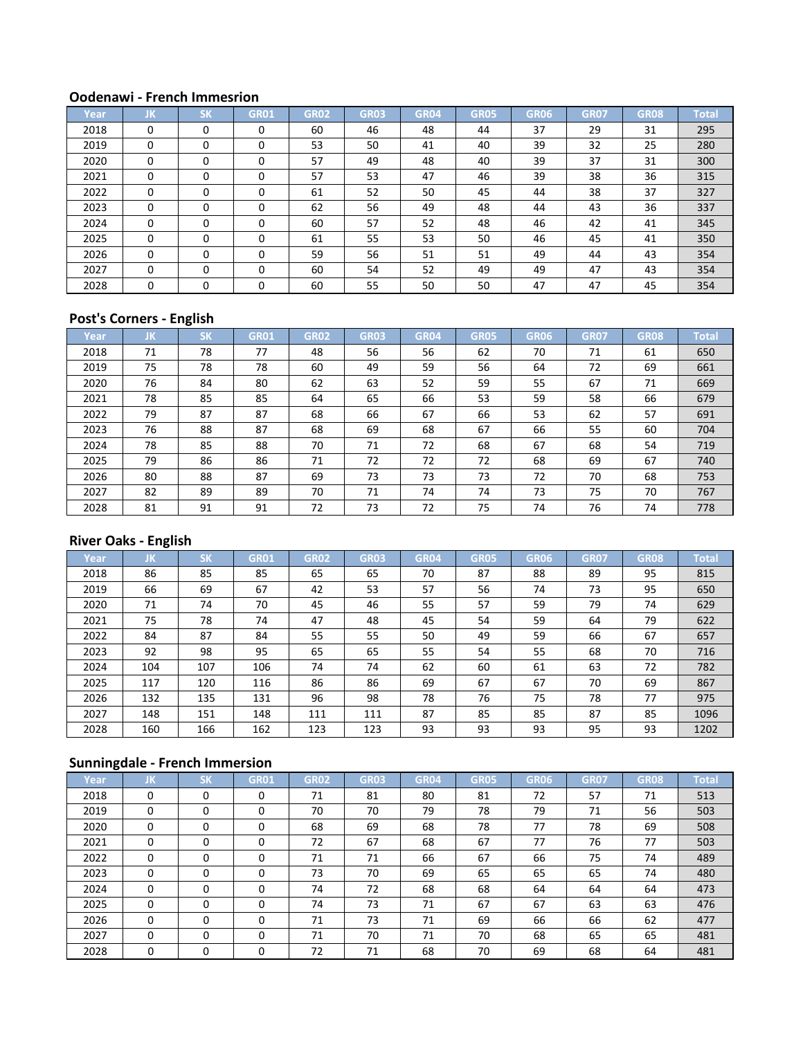### Oodenawi - French Immesrion

| Year | JK | SK | GR01 | GR02 | GR03 | GR04 | GR05 | GR06 | GR07 | GR08 | Total |
|---|---|---|---|---|---|---|---|---|---|---|---|
| 2018 | 0 | 0 | 0 | 60 | 46 | 48 | 44 | 37 | 29 | 31 | 295 |
| 2019 | 0 | 0 | 0 | 53 | 50 | 41 | 40 | 39 | 32 | 25 | 280 |
| 2020 | 0 | 0 | 0 | 57 | 49 | 48 | 40 | 39 | 37 | 31 | 300 |
| 2021 | 0 | 0 | 0 | 57 | 53 | 47 | 46 | 39 | 38 | 36 | 315 |
| 2022 | 0 | 0 | 0 | 61 | 52 | 50 | 45 | 44 | 38 | 37 | 327 |
| 2023 | 0 | 0 | 0 | 62 | 56 | 49 | 48 | 44 | 43 | 36 | 337 |
| 2024 | 0 | 0 | 0 | 60 | 57 | 52 | 48 | 46 | 42 | 41 | 345 |
| 2025 | 0 | 0 | 0 | 61 | 55 | 53 | 50 | 46 | 45 | 41 | 350 |
| 2026 | 0 | 0 | 0 | 59 | 56 | 51 | 51 | 49 | 44 | 43 | 354 |
| 2027 | 0 | 0 | 0 | 60 | 54 | 52 | 49 | 49 | 47 | 43 | 354 |
| 2028 | 0 | 0 | 0 | 60 | 55 | 50 | 50 | 47 | 47 | 45 | 354 |

### Post's Corners - English

| Year | JK | SK | GR01 | GR02 | GR03 | GR04 | GR05 | GR06 | GR07 | GR08 | Total |
|---|---|---|---|---|---|---|---|---|---|---|---|
| 2018 | 71 | 78 | 77 | 48 | 56 | 56 | 62 | 70 | 71 | 61 | 650 |
| 2019 | 75 | 78 | 78 | 60 | 49 | 59 | 56 | 64 | 72 | 69 | 661 |
| 2020 | 76 | 84 | 80 | 62 | 63 | 52 | 59 | 55 | 67 | 71 | 669 |
| 2021 | 78 | 85 | 85 | 64 | 65 | 66 | 53 | 59 | 58 | 66 | 679 |
| 2022 | 79 | 87 | 87 | 68 | 66 | 67 | 66 | 53 | 62 | 57 | 691 |
| 2023 | 76 | 88 | 87 | 68 | 69 | 68 | 67 | 66 | 55 | 60 | 704 |
| 2024 | 78 | 85 | 88 | 70 | 71 | 72 | 68 | 67 | 68 | 54 | 719 |
| 2025 | 79 | 86 | 86 | 71 | 72 | 72 | 72 | 68 | 69 | 67 | 740 |
| 2026 | 80 | 88 | 87 | 69 | 73 | 73 | 73 | 72 | 70 | 68 | 753 |
| 2027 | 82 | 89 | 89 | 70 | 71 | 74 | 74 | 73 | 75 | 70 | 767 |
| 2028 | 81 | 91 | 91 | 72 | 73 | 72 | 75 | 74 | 76 | 74 | 778 |

### River Oaks - English

| Year | JK | SK | GR01 | GR02 | GR03 | GR04 | GR05 | GR06 | GR07 | GR08 | Total |
|---|---|---|---|---|---|---|---|---|---|---|---|
| 2018 | 86 | 85 | 85 | 65 | 65 | 70 | 87 | 88 | 89 | 95 | 815 |
| 2019 | 66 | 69 | 67 | 42 | 53 | 57 | 56 | 74 | 73 | 95 | 650 |
| 2020 | 71 | 74 | 70 | 45 | 46 | 55 | 57 | 59 | 79 | 74 | 629 |
| 2021 | 75 | 78 | 74 | 47 | 48 | 45 | 54 | 59 | 64 | 79 | 622 |
| 2022 | 84 | 87 | 84 | 55 | 55 | 50 | 49 | 59 | 66 | 67 | 657 |
| 2023 | 92 | 98 | 95 | 65 | 65 | 55 | 54 | 55 | 68 | 70 | 716 |
| 2024 | 104 | 107 | 106 | 74 | 74 | 62 | 60 | 61 | 63 | 72 | 782 |
| 2025 | 117 | 120 | 116 | 86 | 86 | 69 | 67 | 67 | 70 | 69 | 867 |
| 2026 | 132 | 135 | 131 | 96 | 98 | 78 | 76 | 75 | 78 | 77 | 975 |
| 2027 | 148 | 151 | 148 | 111 | 111 | 87 | 85 | 85 | 87 | 85 | 1096 |
| 2028 | 160 | 166 | 162 | 123 | 123 | 93 | 93 | 93 | 95 | 93 | 1202 |

### Sunningdale - French Immersion

| Year | JK | SK | GR01 | GR02 | GR03 | GR04 | GR05 | GR06 | GR07 | GR08 | Total |
|---|---|---|---|---|---|---|---|---|---|---|---|
| 2018 | 0 | 0 | 0 | 71 | 81 | 80 | 81 | 72 | 57 | 71 | 513 |
| 2019 | 0 | 0 | 0 | 70 | 70 | 79 | 78 | 79 | 71 | 56 | 503 |
| 2020 | 0 | 0 | 0 | 68 | 69 | 68 | 78 | 77 | 78 | 69 | 508 |
| 2021 | 0 | 0 | 0 | 72 | 67 | 68 | 67 | 77 | 76 | 77 | 503 |
| 2022 | 0 | 0 | 0 | 71 | 71 | 66 | 67 | 66 | 75 | 74 | 489 |
| 2023 | 0 | 0 | 0 | 73 | 70 | 69 | 65 | 65 | 65 | 74 | 480 |
| 2024 | 0 | 0 | 0 | 74 | 72 | 68 | 68 | 64 | 64 | 64 | 473 |
| 2025 | 0 | 0 | 0 | 74 | 73 | 71 | 67 | 67 | 63 | 63 | 476 |
| 2026 | 0 | 0 | 0 | 71 | 73 | 71 | 69 | 66 | 66 | 62 | 477 |
| 2027 | 0 | 0 | 0 | 71 | 70 | 71 | 70 | 68 | 65 | 65 | 481 |
| 2028 | 0 | 0 | 0 | 72 | 71 | 68 | 70 | 69 | 68 | 64 | 481 |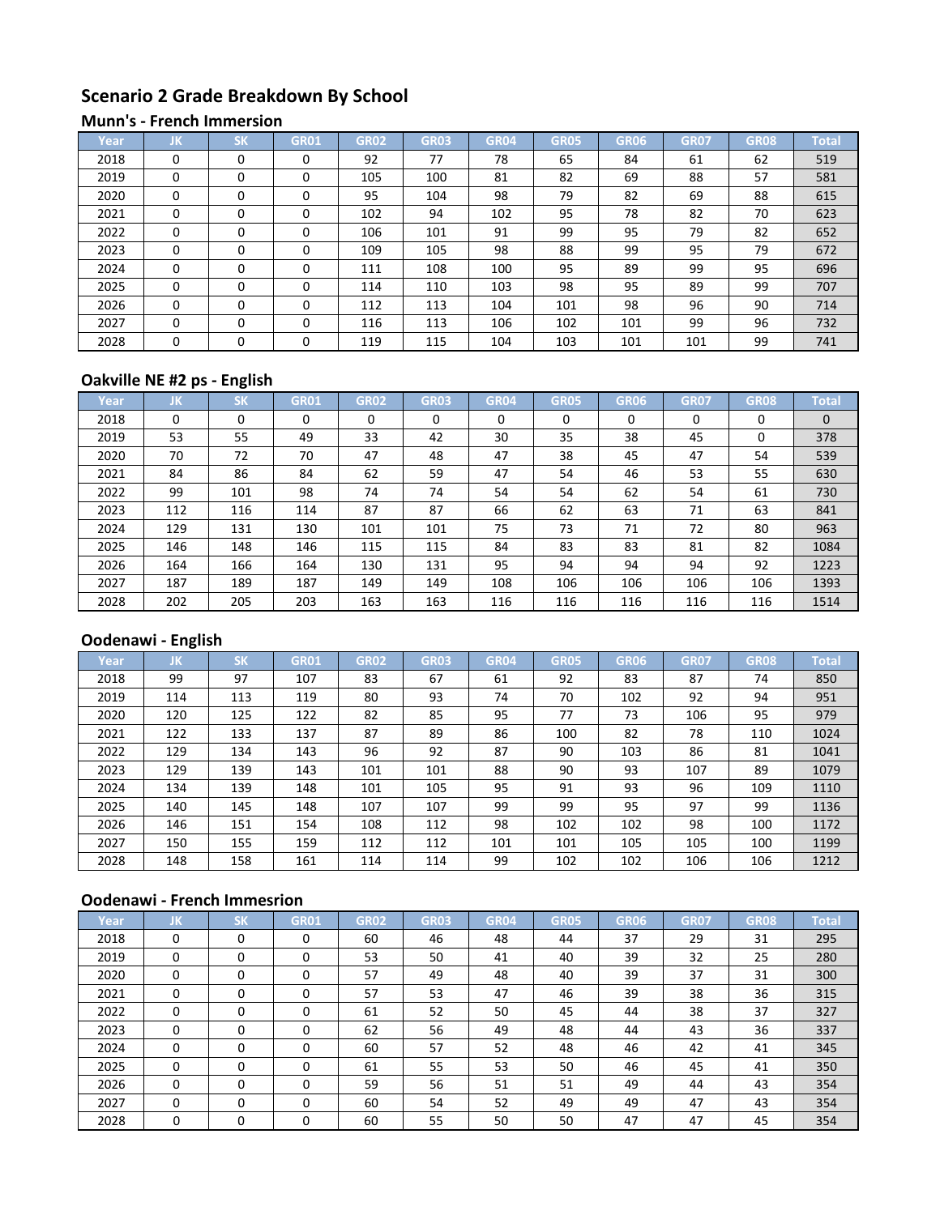## Scenario 2 Grade Breakdown By School

### Munn's - French Immersion

| Year | JK | SK | GR01 | GR02 | GR03 | GR04 | GR05 | GR06 | GR07 | GR08 | Total |
|---|---|---|---|---|---|---|---|---|---|---|---|
| 2018 | 0 | 0 | 0 | 92 | 77 | 78 | 65 | 84 | 61 | 62 | 519 |
| 2019 | 0 | 0 | 0 | 105 | 100 | 81 | 82 | 69 | 88 | 57 | 581 |
| 2020 | 0 | 0 | 0 | 95 | 104 | 98 | 79 | 82 | 69 | 88 | 615 |
| 2021 | 0 | 0 | 0 | 102 | 94 | 102 | 95 | 78 | 82 | 70 | 623 |
| 2022 | 0 | 0 | 0 | 106 | 101 | 91 | 99 | 95 | 79 | 82 | 652 |
| 2023 | 0 | 0 | 0 | 109 | 105 | 98 | 88 | 99 | 95 | 79 | 672 |
| 2024 | 0 | 0 | 0 | 111 | 108 | 100 | 95 | 89 | 99 | 95 | 696 |
| 2025 | 0 | 0 | 0 | 114 | 110 | 103 | 98 | 95 | 89 | 99 | 707 |
| 2026 | 0 | 0 | 0 | 112 | 113 | 104 | 101 | 98 | 96 | 90 | 714 |
| 2027 | 0 | 0 | 0 | 116 | 113 | 106 | 102 | 101 | 99 | 96 | 732 |
| 2028 | 0 | 0 | 0 | 119 | 115 | 104 | 103 | 101 | 101 | 99 | 741 |

### Oakville NE #2 ps - English

| Year | JK | SK | GR01 | GR02 | GR03 | GR04 | GR05 | GR06 | GR07 | GR08 | Total |
|---|---|---|---|---|---|---|---|---|---|---|---|
| 2018 | 0 | 0 | 0 | 0 | 0 | 0 | 0 | 0 | 0 | 0 | 0 |
| 2019 | 53 | 55 | 49 | 33 | 42 | 30 | 35 | 38 | 45 | 0 | 378 |
| 2020 | 70 | 72 | 70 | 47 | 48 | 47 | 38 | 45 | 47 | 54 | 539 |
| 2021 | 84 | 86 | 84 | 62 | 59 | 47 | 54 | 46 | 53 | 55 | 630 |
| 2022 | 99 | 101 | 98 | 74 | 74 | 54 | 54 | 62 | 54 | 61 | 730 |
| 2023 | 112 | 116 | 114 | 87 | 87 | 66 | 62 | 63 | 71 | 63 | 841 |
| 2024 | 129 | 131 | 130 | 101 | 101 | 75 | 73 | 71 | 72 | 80 | 963 |
| 2025 | 146 | 148 | 146 | 115 | 115 | 84 | 83 | 83 | 81 | 82 | 1084 |
| 2026 | 164 | 166 | 164 | 130 | 131 | 95 | 94 | 94 | 94 | 92 | 1223 |
| 2027 | 187 | 189 | 187 | 149 | 149 | 108 | 106 | 106 | 106 | 106 | 1393 |
| 2028 | 202 | 205 | 203 | 163 | 163 | 116 | 116 | 116 | 116 | 116 | 1514 |

### Oodenawi - English

| Year | JK | SK | GR01 | GR02 | GR03 | GR04 | GR05 | GR06 | GR07 | GR08 | Total |
|---|---|---|---|---|---|---|---|---|---|---|---|
| 2018 | 99 | 97 | 107 | 83 | 67 | 61 | 92 | 83 | 87 | 74 | 850 |
| 2019 | 114 | 113 | 119 | 80 | 93 | 74 | 70 | 102 | 92 | 94 | 951 |
| 2020 | 120 | 125 | 122 | 82 | 85 | 95 | 77 | 73 | 106 | 95 | 979 |
| 2021 | 122 | 133 | 137 | 87 | 89 | 86 | 100 | 82 | 78 | 110 | 1024 |
| 2022 | 129 | 134 | 143 | 96 | 92 | 87 | 90 | 103 | 86 | 81 | 1041 |
| 2023 | 129 | 139 | 143 | 101 | 101 | 88 | 90 | 93 | 107 | 89 | 1079 |
| 2024 | 134 | 139 | 148 | 101 | 105 | 95 | 91 | 93 | 96 | 109 | 1110 |
| 2025 | 140 | 145 | 148 | 107 | 107 | 99 | 99 | 95 | 97 | 99 | 1136 |
| 2026 | 146 | 151 | 154 | 108 | 112 | 98 | 102 | 102 | 98 | 100 | 1172 |
| 2027 | 150 | 155 | 159 | 112 | 112 | 101 | 101 | 105 | 105 | 100 | 1199 |
| 2028 | 148 | 158 | 161 | 114 | 114 | 99 | 102 | 102 | 106 | 106 | 1212 |

### Oodenawi - French Immesrion

| Year | JK | SK | GR01 | GR02 | GR03 | GR04 | GR05 | GR06 | GR07 | GR08 | Total |
|---|---|---|---|---|---|---|---|---|---|---|---|
| 2018 | 0 | 0 | 0 | 60 | 46 | 48 | 44 | 37 | 29 | 31 | 295 |
| 2019 | 0 | 0 | 0 | 53 | 50 | 41 | 40 | 39 | 32 | 25 | 280 |
| 2020 | 0 | 0 | 0 | 57 | 49 | 48 | 40 | 39 | 37 | 31 | 300 |
| 2021 | 0 | 0 | 0 | 57 | 53 | 47 | 46 | 39 | 38 | 36 | 315 |
| 2022 | 0 | 0 | 0 | 61 | 52 | 50 | 45 | 44 | 38 | 37 | 327 |
| 2023 | 0 | 0 | 0 | 62 | 56 | 49 | 48 | 44 | 43 | 36 | 337 |
| 2024 | 0 | 0 | 0 | 60 | 57 | 52 | 48 | 46 | 42 | 41 | 345 |
| 2025 | 0 | 0 | 0 | 61 | 55 | 53 | 50 | 46 | 45 | 41 | 350 |
| 2026 | 0 | 0 | 0 | 59 | 56 | 51 | 51 | 49 | 44 | 43 | 354 |
| 2027 | 0 | 0 | 0 | 60 | 54 | 52 | 49 | 49 | 47 | 43 | 354 |
| 2028 | 0 | 0 | 0 | 60 | 55 | 50 | 50 | 47 | 47 | 45 | 354 |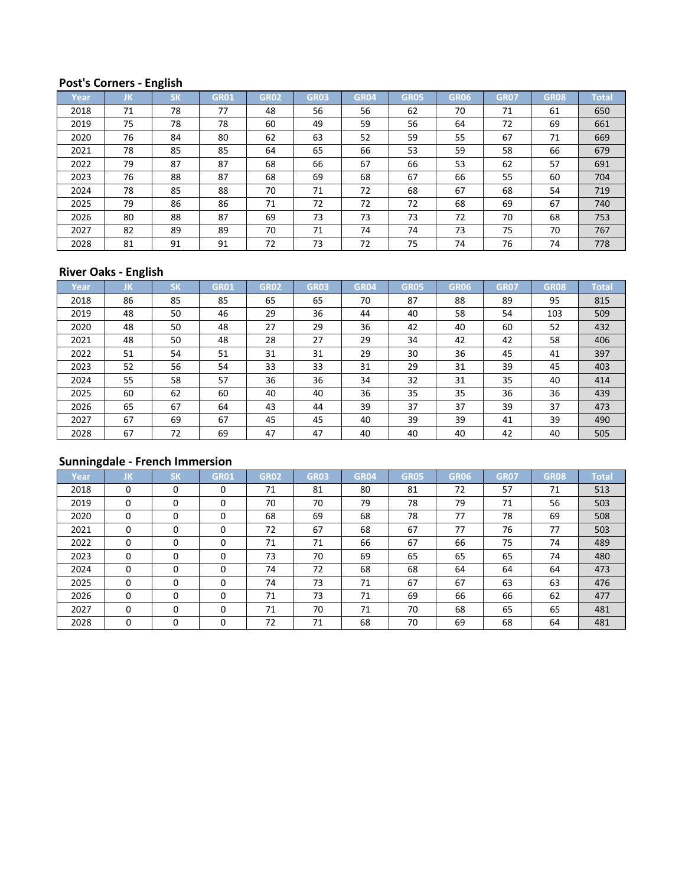### Post's Corners - English

| Year | JK | SK | GR01 | GR02 | GR03 | GR04 | GR05 | GR06 | GR07 | GR08 | Total |
|---|---|---|---|---|---|---|---|---|---|---|---|
| 2018 | 71 | 78 | 77 | 48 | 56 | 56 | 62 | 70 | 71 | 61 | 650 |
| 2019 | 75 | 78 | 78 | 60 | 49 | 59 | 56 | 64 | 72 | 69 | 661 |
| 2020 | 76 | 84 | 80 | 62 | 63 | 52 | 59 | 55 | 67 | 71 | 669 |
| 2021 | 78 | 85 | 85 | 64 | 65 | 66 | 53 | 59 | 58 | 66 | 679 |
| 2022 | 79 | 87 | 87 | 68 | 66 | 67 | 66 | 53 | 62 | 57 | 691 |
| 2023 | 76 | 88 | 87 | 68 | 69 | 68 | 67 | 66 | 55 | 60 | 704 |
| 2024 | 78 | 85 | 88 | 70 | 71 | 72 | 68 | 67 | 68 | 54 | 719 |
| 2025 | 79 | 86 | 86 | 71 | 72 | 72 | 72 | 68 | 69 | 67 | 740 |
| 2026 | 80 | 88 | 87 | 69 | 73 | 73 | 73 | 72 | 70 | 68 | 753 |
| 2027 | 82 | 89 | 89 | 70 | 71 | 74 | 74 | 73 | 75 | 70 | 767 |
| 2028 | 81 | 91 | 91 | 72 | 73 | 72 | 75 | 74 | 76 | 74 | 778 |

### River Oaks - English

| Year | JK | SK | GR01 | GR02 | GR03 | GR04 | GR05 | GR06 | GR07 | GR08 | Total |
|---|---|---|---|---|---|---|---|---|---|---|---|
| 2018 | 86 | 85 | 85 | 65 | 65 | 70 | 87 | 88 | 89 | 95 | 815 |
| 2019 | 48 | 50 | 46 | 29 | 36 | 44 | 40 | 58 | 54 | 103 | 509 |
| 2020 | 48 | 50 | 48 | 27 | 29 | 36 | 42 | 40 | 60 | 52 | 432 |
| 2021 | 48 | 50 | 48 | 28 | 27 | 29 | 34 | 42 | 42 | 58 | 406 |
| 2022 | 51 | 54 | 51 | 31 | 31 | 29 | 30 | 36 | 45 | 41 | 397 |
| 2023 | 52 | 56 | 54 | 33 | 33 | 31 | 29 | 31 | 39 | 45 | 403 |
| 2024 | 55 | 58 | 57 | 36 | 36 | 34 | 32 | 31 | 35 | 40 | 414 |
| 2025 | 60 | 62 | 60 | 40 | 40 | 36 | 35 | 35 | 36 | 36 | 439 |
| 2026 | 65 | 67 | 64 | 43 | 44 | 39 | 37 | 37 | 39 | 37 | 473 |
| 2027 | 67 | 69 | 67 | 45 | 45 | 40 | 39 | 39 | 41 | 39 | 490 |
| 2028 | 67 | 72 | 69 | 47 | 47 | 40 | 40 | 40 | 42 | 40 | 505 |

### Sunningdale - French Immersion

| Year | JK | SK | GR01 | GR02 | GR03 | GR04 | GR05 | GR06 | GR07 | GR08 | Total |
|---|---|---|---|---|---|---|---|---|---|---|---|
| 2018 | 0 | 0 | 0 | 71 | 81 | 80 | 81 | 72 | 57 | 71 | 513 |
| 2019 | 0 | 0 | 0 | 70 | 70 | 79 | 78 | 79 | 71 | 56 | 503 |
| 2020 | 0 | 0 | 0 | 68 | 69 | 68 | 78 | 77 | 78 | 69 | 508 |
| 2021 | 0 | 0 | 0 | 72 | 67 | 68 | 67 | 77 | 76 | 77 | 503 |
| 2022 | 0 | 0 | 0 | 71 | 71 | 66 | 67 | 66 | 75 | 74 | 489 |
| 2023 | 0 | 0 | 0 | 73 | 70 | 69 | 65 | 65 | 65 | 74 | 480 |
| 2024 | 0 | 0 | 0 | 74 | 72 | 68 | 68 | 64 | 64 | 64 | 473 |
| 2025 | 0 | 0 | 0 | 74 | 73 | 71 | 67 | 67 | 63 | 63 | 476 |
| 2026 | 0 | 0 | 0 | 71 | 73 | 71 | 69 | 66 | 66 | 62 | 477 |
| 2027 | 0 | 0 | 0 | 71 | 70 | 71 | 70 | 68 | 65 | 65 | 481 |
| 2028 | 0 | 0 | 0 | 72 | 71 | 68 | 70 | 69 | 68 | 64 | 481 |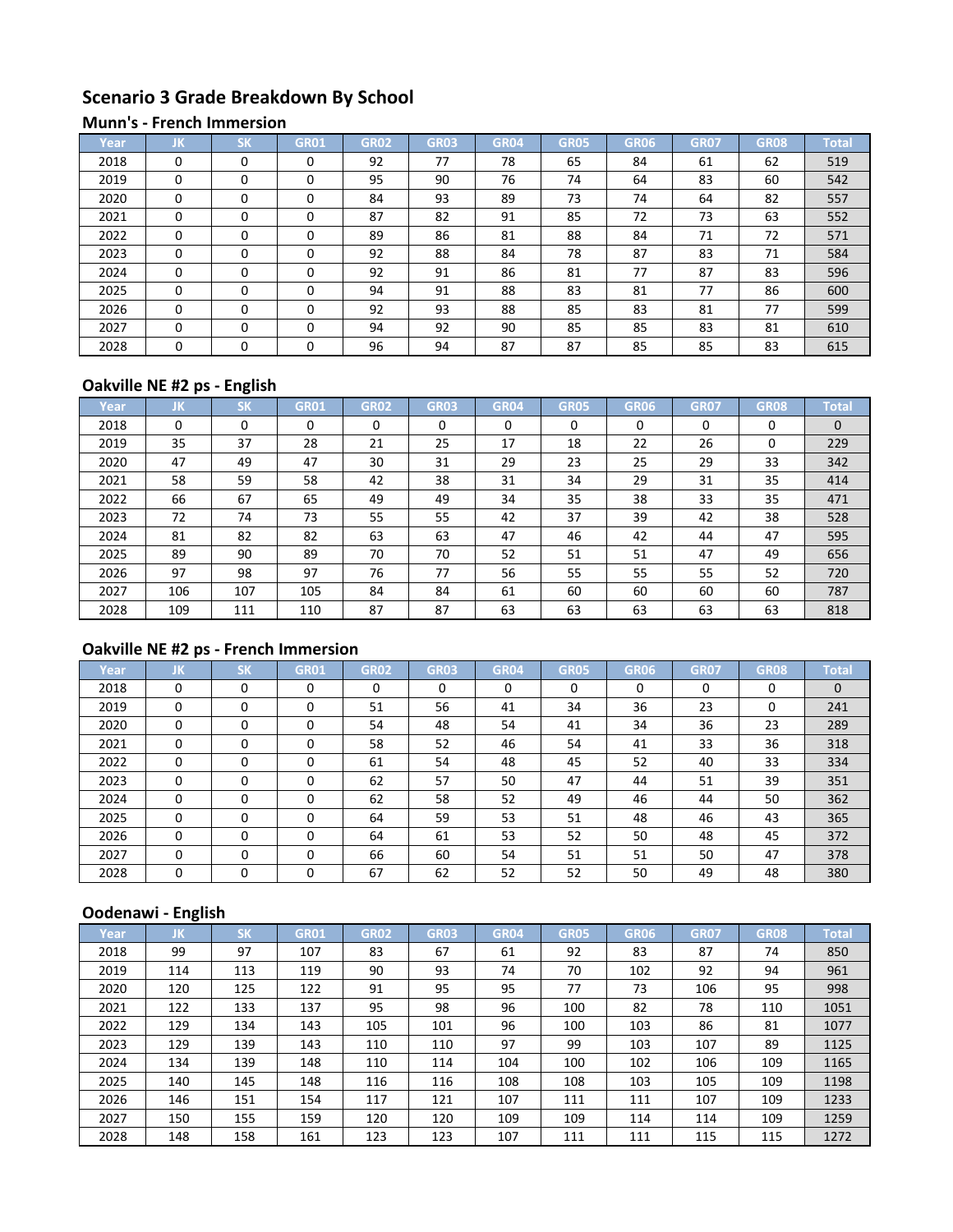## Scenario 3 Grade Breakdown By School

### Munn's - French Immersion

| Year | JK | SK | GR01 | GR02 | GR03 | GR04 | GR05 | GR06 | GR07 | GR08 | Total |
|---|---|---|---|---|---|---|---|---|---|---|---|
| 2018 | 0 | 0 | 0 | 92 | 77 | 78 | 65 | 84 | 61 | 62 | 519 |
| 2019 | 0 | 0 | 0 | 95 | 90 | 76 | 74 | 64 | 83 | 60 | 542 |
| 2020 | 0 | 0 | 0 | 84 | 93 | 89 | 73 | 74 | 64 | 82 | 557 |
| 2021 | 0 | 0 | 0 | 87 | 82 | 91 | 85 | 72 | 73 | 63 | 552 |
| 2022 | 0 | 0 | 0 | 89 | 86 | 81 | 88 | 84 | 71 | 72 | 571 |
| 2023 | 0 | 0 | 0 | 92 | 88 | 84 | 78 | 87 | 83 | 71 | 584 |
| 2024 | 0 | 0 | 0 | 92 | 91 | 86 | 81 | 77 | 87 | 83 | 596 |
| 2025 | 0 | 0 | 0 | 94 | 91 | 88 | 83 | 81 | 77 | 86 | 600 |
| 2026 | 0 | 0 | 0 | 92 | 93 | 88 | 85 | 83 | 81 | 77 | 599 |
| 2027 | 0 | 0 | 0 | 94 | 92 | 90 | 85 | 85 | 83 | 81 | 610 |
| 2028 | 0 | 0 | 0 | 96 | 94 | 87 | 87 | 85 | 85 | 83 | 615 |

### Oakville NE #2 ps - English

| Year | JK | SK | GR01 | GR02 | GR03 | GR04 | GR05 | GR06 | GR07 | GR08 | Total |
|---|---|---|---|---|---|---|---|---|---|---|---|
| 2018 | 0 | 0 | 0 | 0 | 0 | 0 | 0 | 0 | 0 | 0 | 0 |
| 2019 | 35 | 37 | 28 | 21 | 25 | 17 | 18 | 22 | 26 | 0 | 229 |
| 2020 | 47 | 49 | 47 | 30 | 31 | 29 | 23 | 25 | 29 | 33 | 342 |
| 2021 | 58 | 59 | 58 | 42 | 38 | 31 | 34 | 29 | 31 | 35 | 414 |
| 2022 | 66 | 67 | 65 | 49 | 49 | 34 | 35 | 38 | 33 | 35 | 471 |
| 2023 | 72 | 74 | 73 | 55 | 55 | 42 | 37 | 39 | 42 | 38 | 528 |
| 2024 | 81 | 82 | 82 | 63 | 63 | 47 | 46 | 42 | 44 | 47 | 595 |
| 2025 | 89 | 90 | 89 | 70 | 70 | 52 | 51 | 51 | 47 | 49 | 656 |
| 2026 | 97 | 98 | 97 | 76 | 77 | 56 | 55 | 55 | 55 | 52 | 720 |
| 2027 | 106 | 107 | 105 | 84 | 84 | 61 | 60 | 60 | 60 | 60 | 787 |
| 2028 | 109 | 111 | 110 | 87 | 87 | 63 | 63 | 63 | 63 | 63 | 818 |

### Oakville NE #2 ps - French Immersion

| Year | JK | SK | GR01 | GR02 | GR03 | GR04 | GR05 | GR06 | GR07 | GR08 | Total |
|---|---|---|---|---|---|---|---|---|---|---|---|
| 2018 | 0 | 0 | 0 | 0 | 0 | 0 | 0 | 0 | 0 | 0 | 0 |
| 2019 | 0 | 0 | 0 | 51 | 56 | 41 | 34 | 36 | 23 | 0 | 241 |
| 2020 | 0 | 0 | 0 | 54 | 48 | 54 | 41 | 34 | 36 | 23 | 289 |
| 2021 | 0 | 0 | 0 | 58 | 52 | 46 | 54 | 41 | 33 | 36 | 318 |
| 2022 | 0 | 0 | 0 | 61 | 54 | 48 | 45 | 52 | 40 | 33 | 334 |
| 2023 | 0 | 0 | 0 | 62 | 57 | 50 | 47 | 44 | 51 | 39 | 351 |
| 2024 | 0 | 0 | 0 | 62 | 58 | 52 | 49 | 46 | 44 | 50 | 362 |
| 2025 | 0 | 0 | 0 | 64 | 59 | 53 | 51 | 48 | 46 | 43 | 365 |
| 2026 | 0 | 0 | 0 | 64 | 61 | 53 | 52 | 50 | 48 | 45 | 372 |
| 2027 | 0 | 0 | 0 | 66 | 60 | 54 | 51 | 51 | 50 | 47 | 378 |
| 2028 | 0 | 0 | 0 | 67 | 62 | 52 | 52 | 50 | 49 | 48 | 380 |

### Oodenawi - English

| Year | JK | SK | GR01 | GR02 | GR03 | GR04 | GR05 | GR06 | GR07 | GR08 | Total |
|---|---|---|---|---|---|---|---|---|---|---|---|
| 2018 | 99 | 97 | 107 | 83 | 67 | 61 | 92 | 83 | 87 | 74 | 850 |
| 2019 | 114 | 113 | 119 | 90 | 93 | 74 | 70 | 102 | 92 | 94 | 961 |
| 2020 | 120 | 125 | 122 | 91 | 95 | 95 | 77 | 73 | 106 | 95 | 998 |
| 2021 | 122 | 133 | 137 | 95 | 98 | 96 | 100 | 82 | 78 | 110 | 1051 |
| 2022 | 129 | 134 | 143 | 105 | 101 | 96 | 100 | 103 | 86 | 81 | 1077 |
| 2023 | 129 | 139 | 143 | 110 | 110 | 97 | 99 | 103 | 107 | 89 | 1125 |
| 2024 | 134 | 139 | 148 | 110 | 114 | 104 | 100 | 102 | 106 | 109 | 1165 |
| 2025 | 140 | 145 | 148 | 116 | 116 | 108 | 108 | 103 | 105 | 109 | 1198 |
| 2026 | 146 | 151 | 154 | 117 | 121 | 107 | 111 | 111 | 107 | 109 | 1233 |
| 2027 | 150 | 155 | 159 | 120 | 120 | 109 | 109 | 114 | 114 | 109 | 1259 |
| 2028 | 148 | 158 | 161 | 123 | 123 | 107 | 111 | 111 | 115 | 115 | 1272 |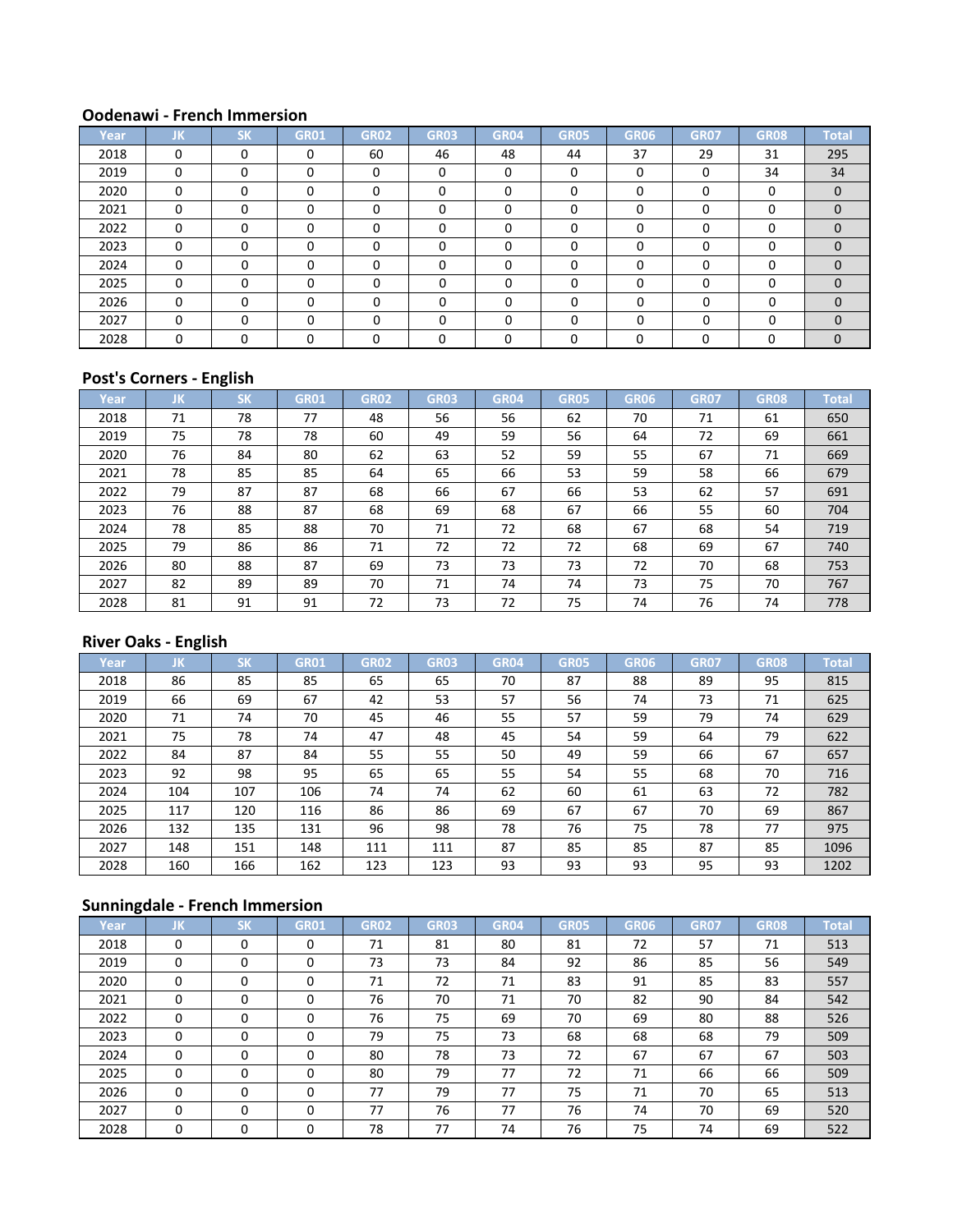### Oodenawi - French Immersion

| Year | JK | SK | GR01 | GR02 | GR03 | GR04 | GR05 | GR06 | GR07 | GR08 | Total |
|---|---|---|---|---|---|---|---|---|---|---|---|
| 2018 | 0 | 0 | 0 | 60 | 46 | 48 | 44 | 37 | 29 | 31 | 295 |
| 2019 | 0 | 0 | 0 | 0 | 0 | 0 | 0 | 0 | 0 | 34 | 34 |
| 2020 | 0 | 0 | 0 | 0 | 0 | 0 | 0 | 0 | 0 | 0 | 0 |
| 2021 | 0 | 0 | 0 | 0 | 0 | 0 | 0 | 0 | 0 | 0 | 0 |
| 2022 | 0 | 0 | 0 | 0 | 0 | 0 | 0 | 0 | 0 | 0 | 0 |
| 2023 | 0 | 0 | 0 | 0 | 0 | 0 | 0 | 0 | 0 | 0 | 0 |
| 2024 | 0 | 0 | 0 | 0 | 0 | 0 | 0 | 0 | 0 | 0 | 0 |
| 2025 | 0 | 0 | 0 | 0 | 0 | 0 | 0 | 0 | 0 | 0 | 0 |
| 2026 | 0 | 0 | 0 | 0 | 0 | 0 | 0 | 0 | 0 | 0 | 0 |
| 2027 | 0 | 0 | 0 | 0 | 0 | 0 | 0 | 0 | 0 | 0 | 0 |
| 2028 | 0 | 0 | 0 | 0 | 0 | 0 | 0 | 0 | 0 | 0 | 0 |

### Post's Corners - English

| Year | JK | SK | GR01 | GR02 | GR03 | GR04 | GR05 | GR06 | GR07 | GR08 | Total |
|---|---|---|---|---|---|---|---|---|---|---|---|
| 2018 | 71 | 78 | 77 | 48 | 56 | 56 | 62 | 70 | 71 | 61 | 650 |
| 2019 | 75 | 78 | 78 | 60 | 49 | 59 | 56 | 64 | 72 | 69 | 661 |
| 2020 | 76 | 84 | 80 | 62 | 63 | 52 | 59 | 55 | 67 | 71 | 669 |
| 2021 | 78 | 85 | 85 | 64 | 65 | 66 | 53 | 59 | 58 | 66 | 679 |
| 2022 | 79 | 87 | 87 | 68 | 66 | 67 | 66 | 53 | 62 | 57 | 691 |
| 2023 | 76 | 88 | 87 | 68 | 69 | 68 | 67 | 66 | 55 | 60 | 704 |
| 2024 | 78 | 85 | 88 | 70 | 71 | 72 | 68 | 67 | 68 | 54 | 719 |
| 2025 | 79 | 86 | 86 | 71 | 72 | 72 | 72 | 68 | 69 | 67 | 740 |
| 2026 | 80 | 88 | 87 | 69 | 73 | 73 | 73 | 72 | 70 | 68 | 753 |
| 2027 | 82 | 89 | 89 | 70 | 71 | 74 | 74 | 73 | 75 | 70 | 767 |
| 2028 | 81 | 91 | 91 | 72 | 73 | 72 | 75 | 74 | 76 | 74 | 778 |

### River Oaks - English

| Year | JK | SK | GR01 | GR02 | GR03 | GR04 | GR05 | GR06 | GR07 | GR08 | Total |
|---|---|---|---|---|---|---|---|---|---|---|---|
| 2018 | 86 | 85 | 85 | 65 | 65 | 70 | 87 | 88 | 89 | 95 | 815 |
| 2019 | 66 | 69 | 67 | 42 | 53 | 57 | 56 | 74 | 73 | 71 | 625 |
| 2020 | 71 | 74 | 70 | 45 | 46 | 55 | 57 | 59 | 79 | 74 | 629 |
| 2021 | 75 | 78 | 74 | 47 | 48 | 45 | 54 | 59 | 64 | 79 | 622 |
| 2022 | 84 | 87 | 84 | 55 | 55 | 50 | 49 | 59 | 66 | 67 | 657 |
| 2023 | 92 | 98 | 95 | 65 | 65 | 55 | 54 | 55 | 68 | 70 | 716 |
| 2024 | 104 | 107 | 106 | 74 | 74 | 62 | 60 | 61 | 63 | 72 | 782 |
| 2025 | 117 | 120 | 116 | 86 | 86 | 69 | 67 | 67 | 70 | 69 | 867 |
| 2026 | 132 | 135 | 131 | 96 | 98 | 78 | 76 | 75 | 78 | 77 | 975 |
| 2027 | 148 | 151 | 148 | 111 | 111 | 87 | 85 | 85 | 87 | 85 | 1096 |
| 2028 | 160 | 166 | 162 | 123 | 123 | 93 | 93 | 93 | 95 | 93 | 1202 |

### Sunningdale - French Immersion

| Year | JK | SK | GR01 | GR02 | GR03 | GR04 | GR05 | GR06 | GR07 | GR08 | Total |
|---|---|---|---|---|---|---|---|---|---|---|---|
| 2018 | 0 | 0 | 0 | 71 | 81 | 80 | 81 | 72 | 57 | 71 | 513 |
| 2019 | 0 | 0 | 0 | 73 | 73 | 84 | 92 | 86 | 85 | 56 | 549 |
| 2020 | 0 | 0 | 0 | 71 | 72 | 71 | 83 | 91 | 85 | 83 | 557 |
| 2021 | 0 | 0 | 0 | 76 | 70 | 71 | 70 | 82 | 90 | 84 | 542 |
| 2022 | 0 | 0 | 0 | 76 | 75 | 69 | 70 | 69 | 80 | 88 | 526 |
| 2023 | 0 | 0 | 0 | 79 | 75 | 73 | 68 | 68 | 68 | 79 | 509 |
| 2024 | 0 | 0 | 0 | 80 | 78 | 73 | 72 | 67 | 67 | 67 | 503 |
| 2025 | 0 | 0 | 0 | 80 | 79 | 77 | 72 | 71 | 66 | 66 | 509 |
| 2026 | 0 | 0 | 0 | 77 | 79 | 77 | 75 | 71 | 70 | 65 | 513 |
| 2027 | 0 | 0 | 0 | 77 | 76 | 77 | 76 | 74 | 70 | 69 | 520 |
| 2028 | 0 | 0 | 0 | 78 | 77 | 74 | 76 | 75 | 74 | 69 | 522 |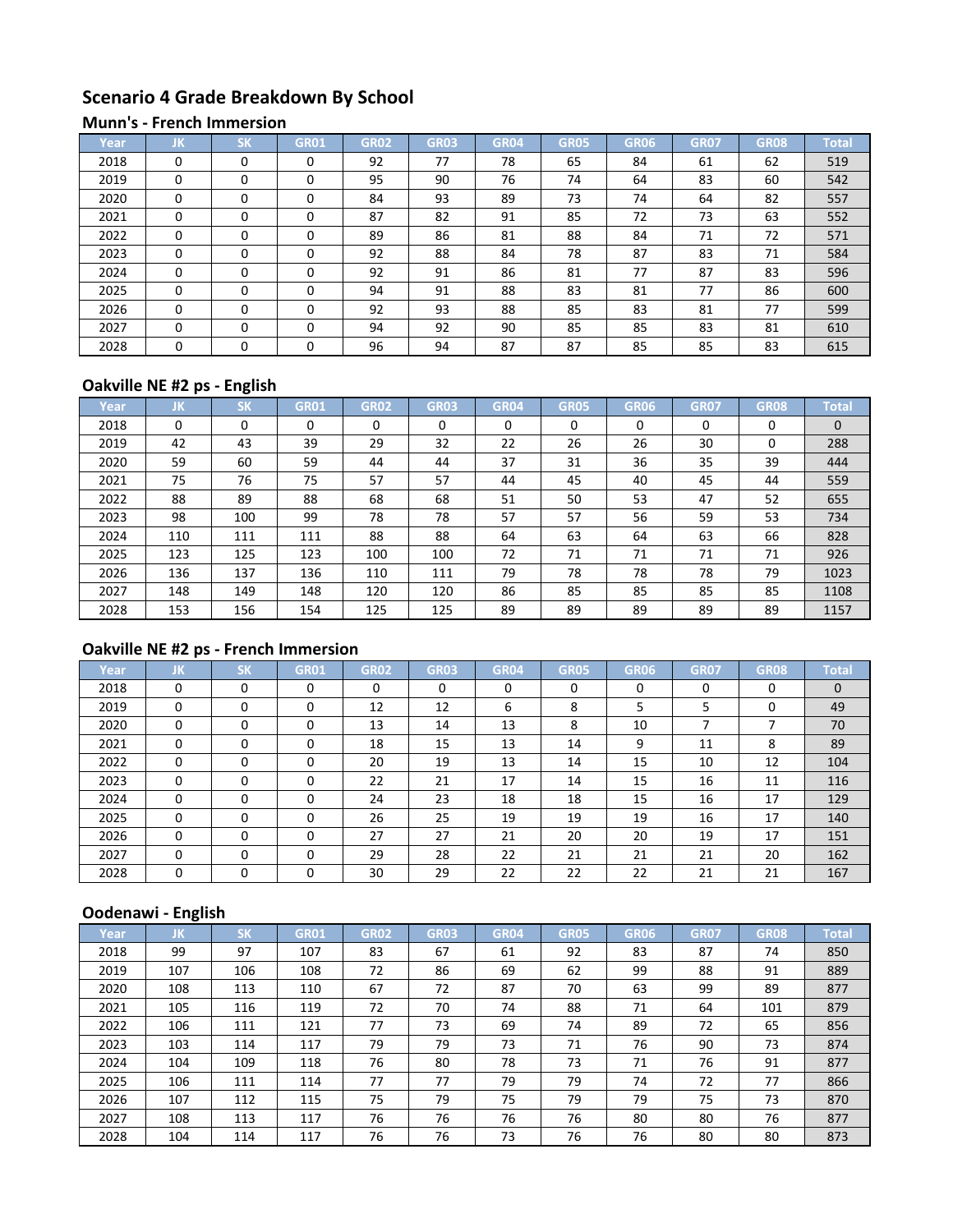# Scenario 4 Grade Breakdown By School

## Munn's - French Immersion

| Year | JK | SK | GR01 | GR02 | GR03 | GR04 | GR05 | GR06 | GR07 | GR08 | Total |
|---|---|---|---|---|---|---|---|---|---|---|---|
| 2018 | 0 | 0 | 0 | 92 | 77 | 78 | 65 | 84 | 61 | 62 | 519 |
| 2019 | 0 | 0 | 0 | 95 | 90 | 76 | 74 | 64 | 83 | 60 | 542 |
| 2020 | 0 | 0 | 0 | 84 | 93 | 89 | 73 | 74 | 64 | 82 | 557 |
| 2021 | 0 | 0 | 0 | 87 | 82 | 91 | 85 | 72 | 73 | 63 | 552 |
| 2022 | 0 | 0 | 0 | 89 | 86 | 81 | 88 | 84 | 71 | 72 | 571 |
| 2023 | 0 | 0 | 0 | 92 | 88 | 84 | 78 | 87 | 83 | 71 | 584 |
| 2024 | 0 | 0 | 0 | 92 | 91 | 86 | 81 | 77 | 87 | 83 | 596 |
| 2025 | 0 | 0 | 0 | 94 | 91 | 88 | 83 | 81 | 77 | 86 | 600 |
| 2026 | 0 | 0 | 0 | 92 | 93 | 88 | 85 | 83 | 81 | 77 | 599 |
| 2027 | 0 | 0 | 0 | 94 | 92 | 90 | 85 | 85 | 83 | 81 | 610 |
| 2028 | 0 | 0 | 0 | 96 | 94 | 87 | 87 | 85 | 85 | 83 | 615 |

## Oakville NE #2 ps - English

| Year | JK | SK | GR01 | GR02 | GR03 | GR04 | GR05 | GR06 | GR07 | GR08 | Total |
|---|---|---|---|---|---|---|---|---|---|---|---|
| 2018 | 0 | 0 | 0 | 0 | 0 | 0 | 0 | 0 | 0 | 0 | 0 |
| 2019 | 42 | 43 | 39 | 29 | 32 | 22 | 26 | 26 | 30 | 0 | 288 |
| 2020 | 59 | 60 | 59 | 44 | 44 | 37 | 31 | 36 | 35 | 39 | 444 |
| 2021 | 75 | 76 | 75 | 57 | 57 | 44 | 45 | 40 | 45 | 44 | 559 |
| 2022 | 88 | 89 | 88 | 68 | 68 | 51 | 50 | 53 | 47 | 52 | 655 |
| 2023 | 98 | 100 | 99 | 78 | 78 | 57 | 57 | 56 | 59 | 53 | 734 |
| 2024 | 110 | 111 | 111 | 88 | 88 | 64 | 63 | 64 | 63 | 66 | 828 |
| 2025 | 123 | 125 | 123 | 100 | 100 | 72 | 71 | 71 | 71 | 71 | 926 |
| 2026 | 136 | 137 | 136 | 110 | 111 | 79 | 78 | 78 | 78 | 79 | 1023 |
| 2027 | 148 | 149 | 148 | 120 | 120 | 86 | 85 | 85 | 85 | 85 | 1108 |
| 2028 | 153 | 156 | 154 | 125 | 125 | 89 | 89 | 89 | 89 | 89 | 1157 |

## Oakville NE #2 ps - French Immersion

| Year | JK | SK | GR01 | GR02 | GR03 | GR04 | GR05 | GR06 | GR07 | GR08 | Total |
|---|---|---|---|---|---|---|---|---|---|---|---|
| 2018 | 0 | 0 | 0 | 0 | 0 | 0 | 0 | 0 | 0 | 0 | 0 |
| 2019 | 0 | 0 | 0 | 12 | 12 | 6 | 8 | 5 | 5 | 0 | 49 |
| 2020 | 0 | 0 | 0 | 13 | 14 | 13 | 8 | 10 | 7 | 7 | 70 |
| 2021 | 0 | 0 | 0 | 18 | 15 | 13 | 14 | 9 | 11 | 8 | 89 |
| 2022 | 0 | 0 | 0 | 20 | 19 | 13 | 14 | 15 | 10 | 12 | 104 |
| 2023 | 0 | 0 | 0 | 22 | 21 | 17 | 14 | 15 | 16 | 11 | 116 |
| 2024 | 0 | 0 | 0 | 24 | 23 | 18 | 18 | 15 | 16 | 17 | 129 |
| 2025 | 0 | 0 | 0 | 26 | 25 | 19 | 19 | 19 | 16 | 17 | 140 |
| 2026 | 0 | 0 | 0 | 27 | 27 | 21 | 20 | 20 | 19 | 17 | 151 |
| 2027 | 0 | 0 | 0 | 29 | 28 | 22 | 21 | 21 | 21 | 20 | 162 |
| 2028 | 0 | 0 | 0 | 30 | 29 | 22 | 22 | 22 | 21 | 21 | 167 |

## Oodenawi - English

| Year | JK | SK | GR01 | GR02 | GR03 | GR04 | GR05 | GR06 | GR07 | GR08 | Total |
|---|---|---|---|---|---|---|---|---|---|---|---|
| 2018 | 99 | 97 | 107 | 83 | 67 | 61 | 92 | 83 | 87 | 74 | 850 |
| 2019 | 107 | 106 | 108 | 72 | 86 | 69 | 62 | 99 | 88 | 91 | 889 |
| 2020 | 108 | 113 | 110 | 67 | 72 | 87 | 70 | 63 | 99 | 89 | 877 |
| 2021 | 105 | 116 | 119 | 72 | 70 | 74 | 88 | 71 | 64 | 101 | 879 |
| 2022 | 106 | 111 | 121 | 77 | 73 | 69 | 74 | 89 | 72 | 65 | 856 |
| 2023 | 103 | 114 | 117 | 79 | 79 | 73 | 71 | 76 | 90 | 73 | 874 |
| 2024 | 104 | 109 | 118 | 76 | 80 | 78 | 73 | 71 | 76 | 91 | 877 |
| 2025 | 106 | 111 | 114 | 77 | 77 | 79 | 79 | 74 | 72 | 77 | 866 |
| 2026 | 107 | 112 | 115 | 75 | 79 | 75 | 79 | 79 | 75 | 73 | 870 |
| 2027 | 108 | 113 | 117 | 76 | 76 | 76 | 76 | 80 | 80 | 76 | 877 |
| 2028 | 104 | 114 | 117 | 76 | 76 | 73 | 76 | 76 | 80 | 80 | 873 |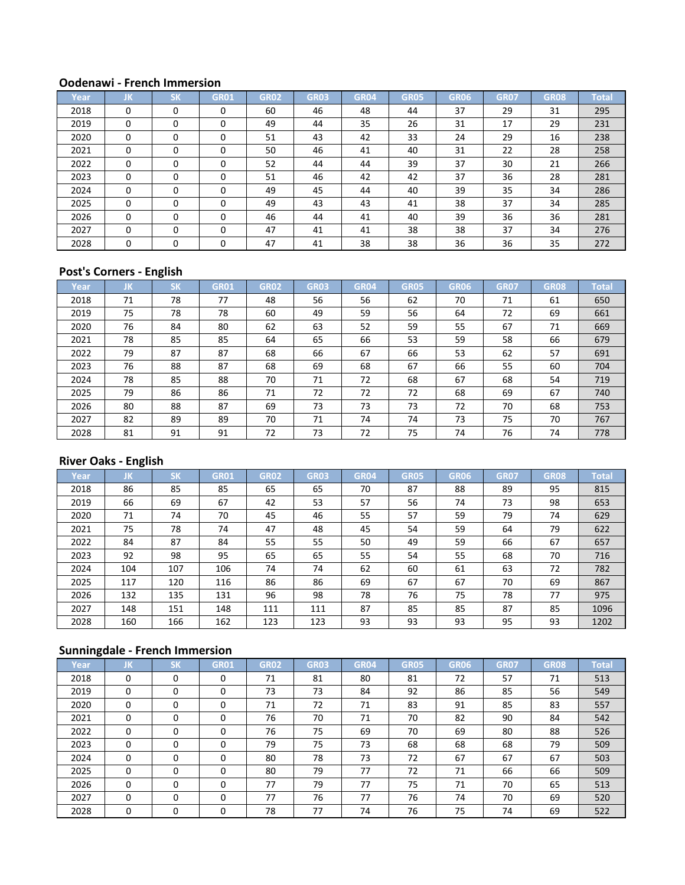### Oodenawi - French Immersion

| Year | JK | SK | GR01 | GR02 | GR03 | GR04 | GR05 | GR06 | GR07 | GR08 | Total |
|---|---|---|---|---|---|---|---|---|---|---|---|
| 2018 | 0 | 0 | 0 | 60 | 46 | 48 | 44 | 37 | 29 | 31 | 295 |
| 2019 | 0 | 0 | 0 | 49 | 44 | 35 | 26 | 31 | 17 | 29 | 231 |
| 2020 | 0 | 0 | 0 | 51 | 43 | 42 | 33 | 24 | 29 | 16 | 238 |
| 2021 | 0 | 0 | 0 | 50 | 46 | 41 | 40 | 31 | 22 | 28 | 258 |
| 2022 | 0 | 0 | 0 | 52 | 44 | 44 | 39 | 37 | 30 | 21 | 266 |
| 2023 | 0 | 0 | 0 | 51 | 46 | 42 | 42 | 37 | 36 | 28 | 281 |
| 2024 | 0 | 0 | 0 | 49 | 45 | 44 | 40 | 39 | 35 | 34 | 286 |
| 2025 | 0 | 0 | 0 | 49 | 43 | 43 | 41 | 38 | 37 | 34 | 285 |
| 2026 | 0 | 0 | 0 | 46 | 44 | 41 | 40 | 39 | 36 | 36 | 281 |
| 2027 | 0 | 0 | 0 | 47 | 41 | 41 | 38 | 38 | 37 | 34 | 276 |
| 2028 | 0 | 0 | 0 | 47 | 41 | 38 | 38 | 36 | 36 | 35 | 272 |

### Post's Corners - English

| Year | JK | SK | GR01 | GR02 | GR03 | GR04 | GR05 | GR06 | GR07 | GR08 | Total |
|---|---|---|---|---|---|---|---|---|---|---|---|
| 2018 | 71 | 78 | 77 | 48 | 56 | 56 | 62 | 70 | 71 | 61 | 650 |
| 2019 | 75 | 78 | 78 | 60 | 49 | 59 | 56 | 64 | 72 | 69 | 661 |
| 2020 | 76 | 84 | 80 | 62 | 63 | 52 | 59 | 55 | 67 | 71 | 669 |
| 2021 | 78 | 85 | 85 | 64 | 65 | 66 | 53 | 59 | 58 | 66 | 679 |
| 2022 | 79 | 87 | 87 | 68 | 66 | 67 | 66 | 53 | 62 | 57 | 691 |
| 2023 | 76 | 88 | 87 | 68 | 69 | 68 | 67 | 66 | 55 | 60 | 704 |
| 2024 | 78 | 85 | 88 | 70 | 71 | 72 | 68 | 67 | 68 | 54 | 719 |
| 2025 | 79 | 86 | 86 | 71 | 72 | 72 | 72 | 68 | 69 | 67 | 740 |
| 2026 | 80 | 88 | 87 | 69 | 73 | 73 | 73 | 72 | 70 | 68 | 753 |
| 2027 | 82 | 89 | 89 | 70 | 71 | 74 | 74 | 73 | 75 | 70 | 767 |
| 2028 | 81 | 91 | 91 | 72 | 73 | 72 | 75 | 74 | 76 | 74 | 778 |

### River Oaks - English

| Year | JK | SK | GR01 | GR02 | GR03 | GR04 | GR05 | GR06 | GR07 | GR08 | Total |
|---|---|---|---|---|---|---|---|---|---|---|---|
| 2018 | 86 | 85 | 85 | 65 | 65 | 70 | 87 | 88 | 89 | 95 | 815 |
| 2019 | 66 | 69 | 67 | 42 | 53 | 57 | 56 | 74 | 73 | 98 | 653 |
| 2020 | 71 | 74 | 70 | 45 | 46 | 55 | 57 | 59 | 79 | 74 | 629 |
| 2021 | 75 | 78 | 74 | 47 | 48 | 45 | 54 | 59 | 64 | 79 | 622 |
| 2022 | 84 | 87 | 84 | 55 | 55 | 50 | 49 | 59 | 66 | 67 | 657 |
| 2023 | 92 | 98 | 95 | 65 | 65 | 55 | 54 | 55 | 68 | 70 | 716 |
| 2024 | 104 | 107 | 106 | 74 | 74 | 62 | 60 | 61 | 63 | 72 | 782 |
| 2025 | 117 | 120 | 116 | 86 | 86 | 69 | 67 | 67 | 70 | 69 | 867 |
| 2026 | 132 | 135 | 131 | 96 | 98 | 78 | 76 | 75 | 78 | 77 | 975 |
| 2027 | 148 | 151 | 148 | 111 | 111 | 87 | 85 | 85 | 87 | 85 | 1096 |
| 2028 | 160 | 166 | 162 | 123 | 123 | 93 | 93 | 93 | 95 | 93 | 1202 |

### Sunningdale - French Immersion

| Year | JK | SK | GR01 | GR02 | GR03 | GR04 | GR05 | GR06 | GR07 | GR08 | Total |
|---|---|---|---|---|---|---|---|---|---|---|---|
| 2018 | 0 | 0 | 0 | 71 | 81 | 80 | 81 | 72 | 57 | 71 | 513 |
| 2019 | 0 | 0 | 0 | 73 | 73 | 84 | 92 | 86 | 85 | 56 | 549 |
| 2020 | 0 | 0 | 0 | 71 | 72 | 71 | 83 | 91 | 85 | 83 | 557 |
| 2021 | 0 | 0 | 0 | 76 | 70 | 71 | 70 | 82 | 90 | 84 | 542 |
| 2022 | 0 | 0 | 0 | 76 | 75 | 69 | 70 | 69 | 80 | 88 | 526 |
| 2023 | 0 | 0 | 0 | 79 | 75 | 73 | 68 | 68 | 68 | 79 | 509 |
| 2024 | 0 | 0 | 0 | 80 | 78 | 73 | 72 | 67 | 67 | 67 | 503 |
| 2025 | 0 | 0 | 0 | 80 | 79 | 77 | 72 | 71 | 66 | 66 | 509 |
| 2026 | 0 | 0 | 0 | 77 | 79 | 77 | 75 | 71 | 70 | 65 | 513 |
| 2027 | 0 | 0 | 0 | 77 | 76 | 77 | 76 | 74 | 70 | 69 | 520 |
| 2028 | 0 | 0 | 0 | 78 | 77 | 74 | 76 | 75 | 74 | 69 | 522 |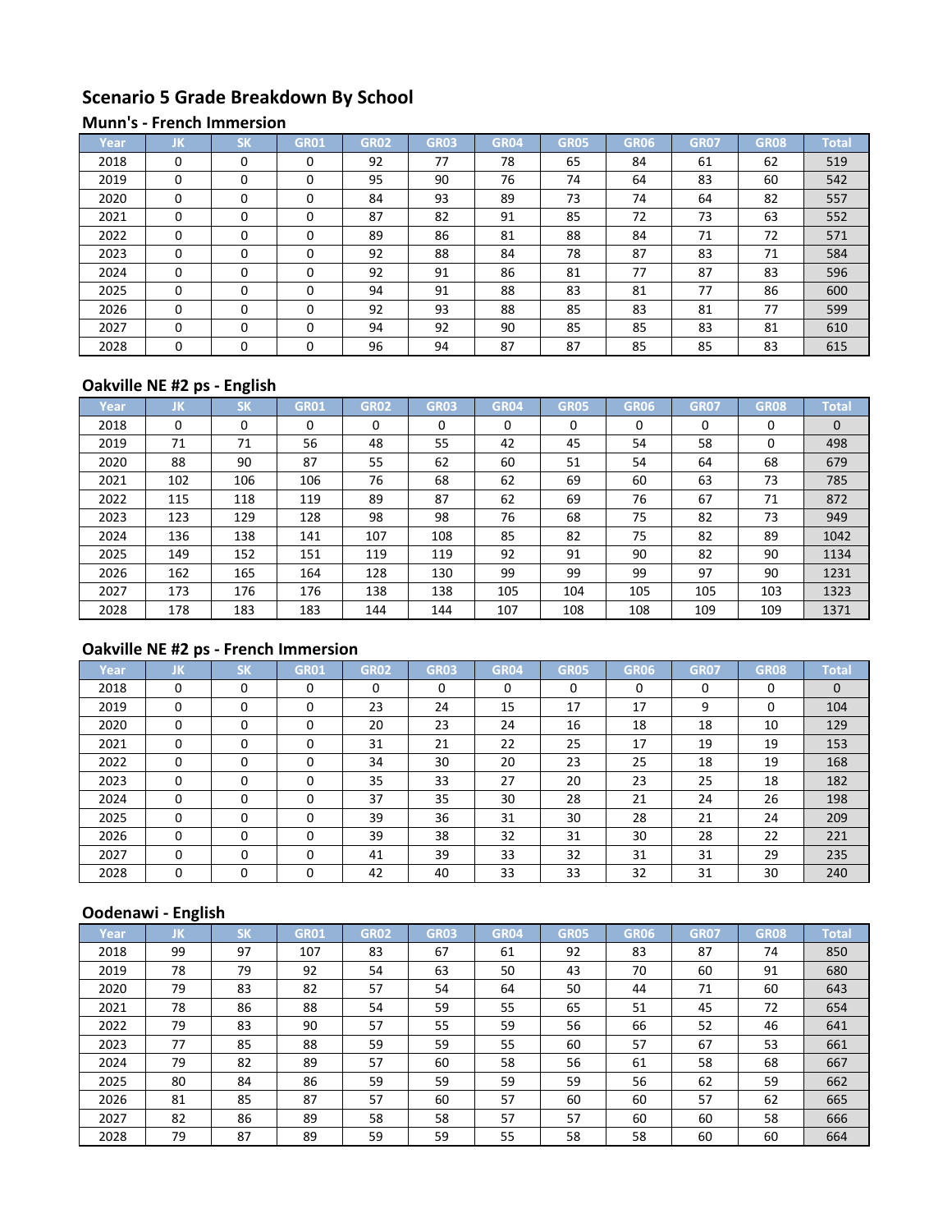## Scenario 5 Grade Breakdown By School

### Munn's - French Immersion

| Year | JK | SK | GR01 | GR02 | GR03 | GR04 | GR05 | GR06 | GR07 | GR08 | Total |
|---|---|---|---|---|---|---|---|---|---|---|---|
| 2018 | 0 | 0 | 0 | 92 | 77 | 78 | 65 | 84 | 61 | 62 | 519 |
| 2019 | 0 | 0 | 0 | 95 | 90 | 76 | 74 | 64 | 83 | 60 | 542 |
| 2020 | 0 | 0 | 0 | 84 | 93 | 89 | 73 | 74 | 64 | 82 | 557 |
| 2021 | 0 | 0 | 0 | 87 | 82 | 91 | 85 | 72 | 73 | 63 | 552 |
| 2022 | 0 | 0 | 0 | 89 | 86 | 81 | 88 | 84 | 71 | 72 | 571 |
| 2023 | 0 | 0 | 0 | 92 | 88 | 84 | 78 | 87 | 83 | 71 | 584 |
| 2024 | 0 | 0 | 0 | 92 | 91 | 86 | 81 | 77 | 87 | 83 | 596 |
| 2025 | 0 | 0 | 0 | 94 | 91 | 88 | 83 | 81 | 77 | 86 | 600 |
| 2026 | 0 | 0 | 0 | 92 | 93 | 88 | 85 | 83 | 81 | 77 | 599 |
| 2027 | 0 | 0 | 0 | 94 | 92 | 90 | 85 | 85 | 83 | 81 | 610 |
| 2028 | 0 | 0 | 0 | 96 | 94 | 87 | 87 | 85 | 85 | 83 | 615 |

### Oakville NE #2 ps - English

| Year | JK | SK | GR01 | GR02 | GR03 | GR04 | GR05 | GR06 | GR07 | GR08 | Total |
|---|---|---|---|---|---|---|---|---|---|---|---|
| 2018 | 0 | 0 | 0 | 0 | 0 | 0 | 0 | 0 | 0 | 0 | 0 |
| 2019 | 71 | 71 | 56 | 48 | 55 | 42 | 45 | 54 | 58 | 0 | 498 |
| 2020 | 88 | 90 | 87 | 55 | 62 | 60 | 51 | 54 | 64 | 68 | 679 |
| 2021 | 102 | 106 | 106 | 76 | 68 | 62 | 69 | 60 | 63 | 73 | 785 |
| 2022 | 115 | 118 | 119 | 89 | 87 | 62 | 69 | 76 | 67 | 71 | 872 |
| 2023 | 123 | 129 | 128 | 98 | 98 | 76 | 68 | 75 | 82 | 73 | 949 |
| 2024 | 136 | 138 | 141 | 107 | 108 | 85 | 82 | 75 | 82 | 89 | 1042 |
| 2025 | 149 | 152 | 151 | 119 | 119 | 92 | 91 | 90 | 82 | 90 | 1134 |
| 2026 | 162 | 165 | 164 | 128 | 130 | 99 | 99 | 99 | 97 | 90 | 1231 |
| 2027 | 173 | 176 | 176 | 138 | 138 | 105 | 104 | 105 | 105 | 103 | 1323 |
| 2028 | 178 | 183 | 183 | 144 | 144 | 107 | 108 | 108 | 109 | 109 | 1371 |

### Oakville NE #2 ps - French Immersion

| Year | JK | SK | GR01 | GR02 | GR03 | GR04 | GR05 | GR06 | GR07 | GR08 | Total |
|---|---|---|---|---|---|---|---|---|---|---|---|
| 2018 | 0 | 0 | 0 | 0 | 0 | 0 | 0 | 0 | 0 | 0 | 0 |
| 2019 | 0 | 0 | 0 | 23 | 24 | 15 | 17 | 17 | 9 | 0 | 104 |
| 2020 | 0 | 0 | 0 | 20 | 23 | 24 | 16 | 18 | 18 | 10 | 129 |
| 2021 | 0 | 0 | 0 | 31 | 21 | 22 | 25 | 17 | 19 | 19 | 153 |
| 2022 | 0 | 0 | 0 | 34 | 30 | 20 | 23 | 25 | 18 | 19 | 168 |
| 2023 | 0 | 0 | 0 | 35 | 33 | 27 | 20 | 23 | 25 | 18 | 182 |
| 2024 | 0 | 0 | 0 | 37 | 35 | 30 | 28 | 21 | 24 | 26 | 198 |
| 2025 | 0 | 0 | 0 | 39 | 36 | 31 | 30 | 28 | 21 | 24 | 209 |
| 2026 | 0 | 0 | 0 | 39 | 38 | 32 | 31 | 30 | 28 | 22 | 221 |
| 2027 | 0 | 0 | 0 | 41 | 39 | 33 | 32 | 31 | 31 | 29 | 235 |
| 2028 | 0 | 0 | 0 | 42 | 40 | 33 | 33 | 32 | 31 | 30 | 240 |

### Oodenawi - English

| Year | JK | SK | GR01 | GR02 | GR03 | GR04 | GR05 | GR06 | GR07 | GR08 | Total |
|---|---|---|---|---|---|---|---|---|---|---|---|
| 2018 | 99 | 97 | 107 | 83 | 67 | 61 | 92 | 83 | 87 | 74 | 850 |
| 2019 | 78 | 79 | 92 | 54 | 63 | 50 | 43 | 70 | 60 | 91 | 680 |
| 2020 | 79 | 83 | 82 | 57 | 54 | 64 | 50 | 44 | 71 | 60 | 643 |
| 2021 | 78 | 86 | 88 | 54 | 59 | 55 | 65 | 51 | 45 | 72 | 654 |
| 2022 | 79 | 83 | 90 | 57 | 55 | 59 | 56 | 66 | 52 | 46 | 641 |
| 2023 | 77 | 85 | 88 | 59 | 59 | 55 | 60 | 57 | 67 | 53 | 661 |
| 2024 | 79 | 82 | 89 | 57 | 60 | 58 | 56 | 61 | 58 | 68 | 667 |
| 2025 | 80 | 84 | 86 | 59 | 59 | 59 | 59 | 56 | 62 | 59 | 662 |
| 2026 | 81 | 85 | 87 | 57 | 60 | 57 | 60 | 60 | 57 | 62 | 665 |
| 2027 | 82 | 86 | 89 | 58 | 58 | 57 | 57 | 60 | 60 | 58 | 666 |
| 2028 | 79 | 87 | 89 | 59 | 59 | 55 | 58 | 58 | 60 | 60 | 664 |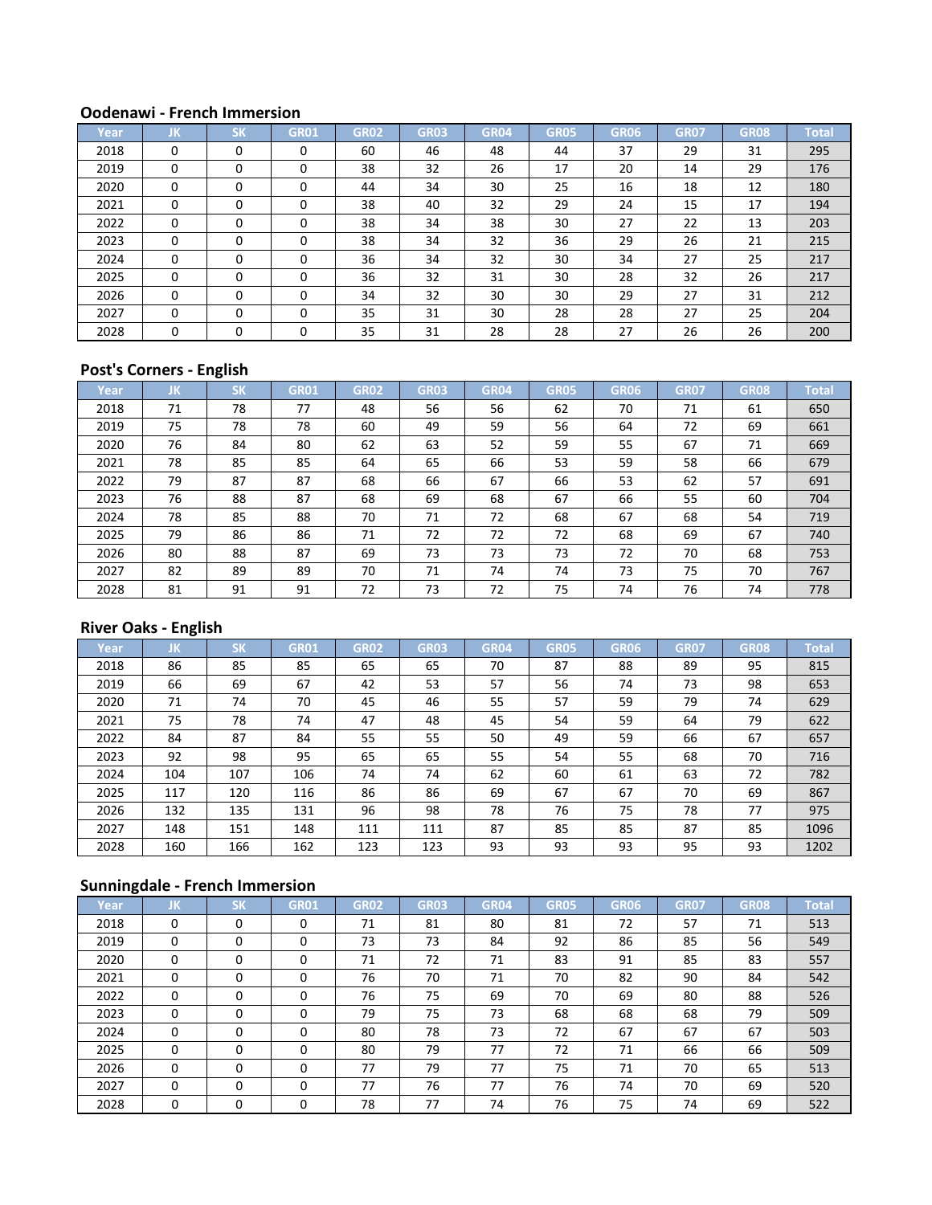### Oodenawi - French Immersion

| Year | JK | SK | GR01 | GR02 | GR03 | GR04 | GR05 | GR06 | GR07 | GR08 | Total |
|---|---|---|---|---|---|---|---|---|---|---|---|
| 2018 | 0 | 0 | 0 | 60 | 46 | 48 | 44 | 37 | 29 | 31 | 295 |
| 2019 | 0 | 0 | 0 | 38 | 32 | 26 | 17 | 20 | 14 | 29 | 176 |
| 2020 | 0 | 0 | 0 | 44 | 34 | 30 | 25 | 16 | 18 | 12 | 180 |
| 2021 | 0 | 0 | 0 | 38 | 40 | 32 | 29 | 24 | 15 | 17 | 194 |
| 2022 | 0 | 0 | 0 | 38 | 34 | 38 | 30 | 27 | 22 | 13 | 203 |
| 2023 | 0 | 0 | 0 | 38 | 34 | 32 | 36 | 29 | 26 | 21 | 215 |
| 2024 | 0 | 0 | 0 | 36 | 34 | 32 | 30 | 34 | 27 | 25 | 217 |
| 2025 | 0 | 0 | 0 | 36 | 32 | 31 | 30 | 28 | 32 | 26 | 217 |
| 2026 | 0 | 0 | 0 | 34 | 32 | 30 | 30 | 29 | 27 | 31 | 212 |
| 2027 | 0 | 0 | 0 | 35 | 31 | 30 | 28 | 28 | 27 | 25 | 204 |
| 2028 | 0 | 0 | 0 | 35 | 31 | 28 | 28 | 27 | 26 | 26 | 200 |

### Post's Corners - English

| Year | JK | SK | GR01 | GR02 | GR03 | GR04 | GR05 | GR06 | GR07 | GR08 | Total |
|---|---|---|---|---|---|---|---|---|---|---|---|
| 2018 | 71 | 78 | 77 | 48 | 56 | 56 | 62 | 70 | 71 | 61 | 650 |
| 2019 | 75 | 78 | 78 | 60 | 49 | 59 | 56 | 64 | 72 | 69 | 661 |
| 2020 | 76 | 84 | 80 | 62 | 63 | 52 | 59 | 55 | 67 | 71 | 669 |
| 2021 | 78 | 85 | 85 | 64 | 65 | 66 | 53 | 59 | 58 | 66 | 679 |
| 2022 | 79 | 87 | 87 | 68 | 66 | 67 | 66 | 53 | 62 | 57 | 691 |
| 2023 | 76 | 88 | 87 | 68 | 69 | 68 | 67 | 66 | 55 | 60 | 704 |
| 2024 | 78 | 85 | 88 | 70 | 71 | 72 | 68 | 67 | 68 | 54 | 719 |
| 2025 | 79 | 86 | 86 | 71 | 72 | 72 | 72 | 68 | 69 | 67 | 740 |
| 2026 | 80 | 88 | 87 | 69 | 73 | 73 | 73 | 72 | 70 | 68 | 753 |
| 2027 | 82 | 89 | 89 | 70 | 71 | 74 | 74 | 73 | 75 | 70 | 767 |
| 2028 | 81 | 91 | 91 | 72 | 73 | 72 | 75 | 74 | 76 | 74 | 778 |

### River Oaks - English

| Year | JK | SK | GR01 | GR02 | GR03 | GR04 | GR05 | GR06 | GR07 | GR08 | Total |
|---|---|---|---|---|---|---|---|---|---|---|---|
| 2018 | 86 | 85 | 85 | 65 | 65 | 70 | 87 | 88 | 89 | 95 | 815 |
| 2019 | 66 | 69 | 67 | 42 | 53 | 57 | 56 | 74 | 73 | 98 | 653 |
| 2020 | 71 | 74 | 70 | 45 | 46 | 55 | 57 | 59 | 79 | 74 | 629 |
| 2021 | 75 | 78 | 74 | 47 | 48 | 45 | 54 | 59 | 64 | 79 | 622 |
| 2022 | 84 | 87 | 84 | 55 | 55 | 50 | 49 | 59 | 66 | 67 | 657 |
| 2023 | 92 | 98 | 95 | 65 | 65 | 55 | 54 | 55 | 68 | 70 | 716 |
| 2024 | 104 | 107 | 106 | 74 | 74 | 62 | 60 | 61 | 63 | 72 | 782 |
| 2025 | 117 | 120 | 116 | 86 | 86 | 69 | 67 | 67 | 70 | 69 | 867 |
| 2026 | 132 | 135 | 131 | 96 | 98 | 78 | 76 | 75 | 78 | 77 | 975 |
| 2027 | 148 | 151 | 148 | 111 | 111 | 87 | 85 | 85 | 87 | 85 | 1096 |
| 2028 | 160 | 166 | 162 | 123 | 123 | 93 | 93 | 93 | 95 | 93 | 1202 |

### Sunningdale - French Immersion

| Year | JK | SK | GR01 | GR02 | GR03 | GR04 | GR05 | GR06 | GR07 | GR08 | Total |
|---|---|---|---|---|---|---|---|---|---|---|---|
| 2018 | 0 | 0 | 0 | 71 | 81 | 80 | 81 | 72 | 57 | 71 | 513 |
| 2019 | 0 | 0 | 0 | 73 | 73 | 84 | 92 | 86 | 85 | 56 | 549 |
| 2020 | 0 | 0 | 0 | 71 | 72 | 71 | 83 | 91 | 85 | 83 | 557 |
| 2021 | 0 | 0 | 0 | 76 | 70 | 71 | 70 | 82 | 90 | 84 | 542 |
| 2022 | 0 | 0 | 0 | 76 | 75 | 69 | 70 | 69 | 80 | 88 | 526 |
| 2023 | 0 | 0 | 0 | 79 | 75 | 73 | 68 | 68 | 68 | 79 | 509 |
| 2024 | 0 | 0 | 0 | 80 | 78 | 73 | 72 | 67 | 67 | 67 | 503 |
| 2025 | 0 | 0 | 0 | 80 | 79 | 77 | 72 | 71 | 66 | 66 | 509 |
| 2026 | 0 | 0 | 0 | 77 | 79 | 77 | 75 | 71 | 70 | 65 | 513 |
| 2027 | 0 | 0 | 0 | 77 | 76 | 77 | 76 | 74 | 70 | 69 | 520 |
| 2028 | 0 | 0 | 0 | 78 | 77 | 74 | 76 | 75 | 74 | 69 | 522 |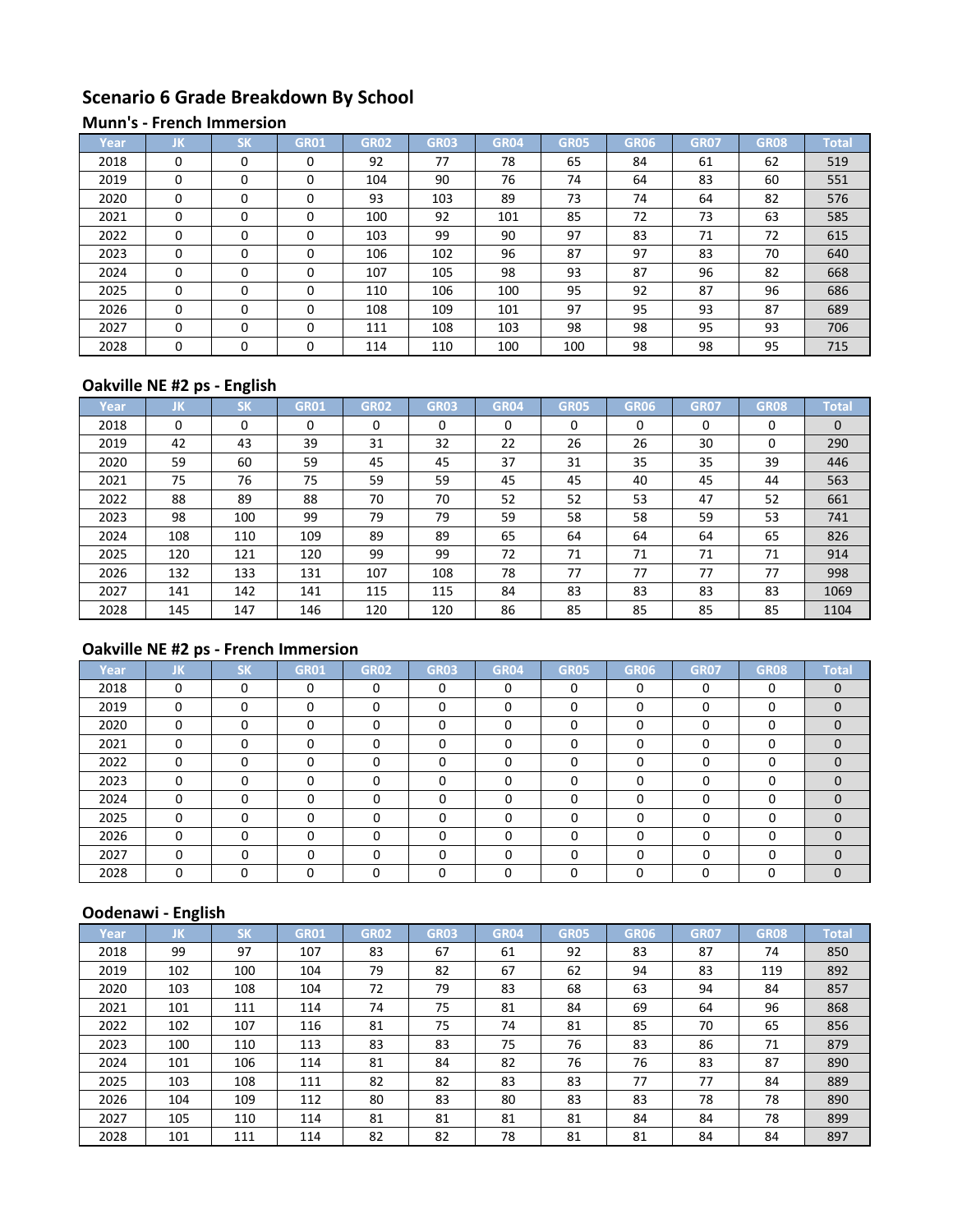# Scenario 6 Grade Breakdown By School

## Munn's - French Immersion

| Year | JK | SK | GR01 | GR02 | GR03 | GR04 | GR05 | GR06 | GR07 | GR08 | Total |
|---|---|---|---|---|---|---|---|---|---|---|---|
| 2018 | 0 | 0 | 0 | 92 | 77 | 78 | 65 | 84 | 61 | 62 | 519 |
| 2019 | 0 | 0 | 0 | 104 | 90 | 76 | 74 | 64 | 83 | 60 | 551 |
| 2020 | 0 | 0 | 0 | 93 | 103 | 89 | 73 | 74 | 64 | 82 | 576 |
| 2021 | 0 | 0 | 0 | 100 | 92 | 101 | 85 | 72 | 73 | 63 | 585 |
| 2022 | 0 | 0 | 0 | 103 | 99 | 90 | 97 | 83 | 71 | 72 | 615 |
| 2023 | 0 | 0 | 0 | 106 | 102 | 96 | 87 | 97 | 83 | 70 | 640 |
| 2024 | 0 | 0 | 0 | 107 | 105 | 98 | 93 | 87 | 96 | 82 | 668 |
| 2025 | 0 | 0 | 0 | 110 | 106 | 100 | 95 | 92 | 87 | 96 | 686 |
| 2026 | 0 | 0 | 0 | 108 | 109 | 101 | 97 | 95 | 93 | 87 | 689 |
| 2027 | 0 | 0 | 0 | 111 | 108 | 103 | 98 | 98 | 95 | 93 | 706 |
| 2028 | 0 | 0 | 0 | 114 | 110 | 100 | 100 | 98 | 98 | 95 | 715 |

## Oakville NE #2 ps - English

| Year | JK | SK | GR01 | GR02 | GR03 | GR04 | GR05 | GR06 | GR07 | GR08 | Total |
|---|---|---|---|---|---|---|---|---|---|---|---|
| 2018 | 0 | 0 | 0 | 0 | 0 | 0 | 0 | 0 | 0 | 0 | 0 |
| 2019 | 42 | 43 | 39 | 31 | 32 | 22 | 26 | 26 | 30 | 0 | 290 |
| 2020 | 59 | 60 | 59 | 45 | 45 | 37 | 31 | 35 | 35 | 39 | 446 |
| 2021 | 75 | 76 | 75 | 59 | 59 | 45 | 45 | 40 | 45 | 44 | 563 |
| 2022 | 88 | 89 | 88 | 70 | 70 | 52 | 52 | 53 | 47 | 52 | 661 |
| 2023 | 98 | 100 | 99 | 79 | 79 | 59 | 58 | 58 | 59 | 53 | 741 |
| 2024 | 108 | 110 | 109 | 89 | 89 | 65 | 64 | 64 | 64 | 65 | 826 |
| 2025 | 120 | 121 | 120 | 99 | 99 | 72 | 71 | 71 | 71 | 71 | 914 |
| 2026 | 132 | 133 | 131 | 107 | 108 | 78 | 77 | 77 | 77 | 77 | 998 |
| 2027 | 141 | 142 | 141 | 115 | 115 | 84 | 83 | 83 | 83 | 83 | 1069 |
| 2028 | 145 | 147 | 146 | 120 | 120 | 86 | 85 | 85 | 85 | 85 | 1104 |

## Oakville NE #2 ps - French Immersion

| Year | JK | SK | GR01 | GR02 | GR03 | GR04 | GR05 | GR06 | GR07 | GR08 | Total |
|---|---|---|---|---|---|---|---|---|---|---|---|
| 2018 | 0 | 0 | 0 | 0 | 0 | 0 | 0 | 0 | 0 | 0 | 0 |
| 2019 | 0 | 0 | 0 | 0 | 0 | 0 | 0 | 0 | 0 | 0 | 0 |
| 2020 | 0 | 0 | 0 | 0 | 0 | 0 | 0 | 0 | 0 | 0 | 0 |
| 2021 | 0 | 0 | 0 | 0 | 0 | 0 | 0 | 0 | 0 | 0 | 0 |
| 2022 | 0 | 0 | 0 | 0 | 0 | 0 | 0 | 0 | 0 | 0 | 0 |
| 2023 | 0 | 0 | 0 | 0 | 0 | 0 | 0 | 0 | 0 | 0 | 0 |
| 2024 | 0 | 0 | 0 | 0 | 0 | 0 | 0 | 0 | 0 | 0 | 0 |
| 2025 | 0 | 0 | 0 | 0 | 0 | 0 | 0 | 0 | 0 | 0 | 0 |
| 2026 | 0 | 0 | 0 | 0 | 0 | 0 | 0 | 0 | 0 | 0 | 0 |
| 2027 | 0 | 0 | 0 | 0 | 0 | 0 | 0 | 0 | 0 | 0 | 0 |
| 2028 | 0 | 0 | 0 | 0 | 0 | 0 | 0 | 0 | 0 | 0 | 0 |

## Oodenawi - English

| Year | JK | SK | GR01 | GR02 | GR03 | GR04 | GR05 | GR06 | GR07 | GR08 | Total |
|---|---|---|---|---|---|---|---|---|---|---|---|
| 2018 | 99 | 97 | 107 | 83 | 67 | 61 | 92 | 83 | 87 | 74 | 850 |
| 2019 | 102 | 100 | 104 | 79 | 82 | 67 | 62 | 94 | 83 | 119 | 892 |
| 2020 | 103 | 108 | 104 | 72 | 79 | 83 | 68 | 63 | 94 | 84 | 857 |
| 2021 | 101 | 111 | 114 | 74 | 75 | 81 | 84 | 69 | 64 | 96 | 868 |
| 2022 | 102 | 107 | 116 | 81 | 75 | 74 | 81 | 85 | 70 | 65 | 856 |
| 2023 | 100 | 110 | 113 | 83 | 83 | 75 | 76 | 83 | 86 | 71 | 879 |
| 2024 | 101 | 106 | 114 | 81 | 84 | 82 | 76 | 76 | 83 | 87 | 890 |
| 2025 | 103 | 108 | 111 | 82 | 82 | 83 | 83 | 77 | 77 | 84 | 889 |
| 2026 | 104 | 109 | 112 | 80 | 83 | 80 | 83 | 83 | 78 | 78 | 890 |
| 2027 | 105 | 110 | 114 | 81 | 81 | 81 | 81 | 84 | 84 | 78 | 899 |
| 2028 | 101 | 111 | 114 | 82 | 82 | 78 | 81 | 81 | 84 | 84 | 897 |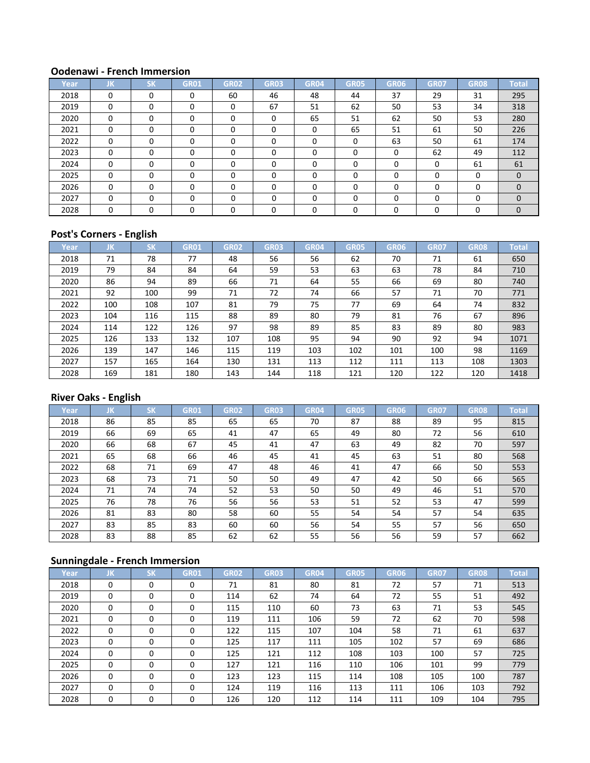### Oodenawi - French Immersion

| Year | JK | SK | GR01 | GR02 | GR03 | GR04 | GR05 | GR06 | GR07 | GR08 | Total |
|---|---|---|---|---|---|---|---|---|---|---|---|
| 2018 | 0 | 0 | 0 | 60 | 46 | 48 | 44 | 37 | 29 | 31 | 295 |
| 2019 | 0 | 0 | 0 | 0 | 67 | 51 | 62 | 50 | 53 | 34 | 318 |
| 2020 | 0 | 0 | 0 | 0 | 0 | 65 | 51 | 62 | 50 | 53 | 280 |
| 2021 | 0 | 0 | 0 | 0 | 0 | 0 | 65 | 51 | 61 | 50 | 226 |
| 2022 | 0 | 0 | 0 | 0 | 0 | 0 | 0 | 63 | 50 | 61 | 174 |
| 2023 | 0 | 0 | 0 | 0 | 0 | 0 | 0 | 0 | 62 | 49 | 112 |
| 2024 | 0 | 0 | 0 | 0 | 0 | 0 | 0 | 0 | 0 | 61 | 61 |
| 2025 | 0 | 0 | 0 | 0 | 0 | 0 | 0 | 0 | 0 | 0 | 0 |
| 2026 | 0 | 0 | 0 | 0 | 0 | 0 | 0 | 0 | 0 | 0 | 0 |
| 2027 | 0 | 0 | 0 | 0 | 0 | 0 | 0 | 0 | 0 | 0 | 0 |
| 2028 | 0 | 0 | 0 | 0 | 0 | 0 | 0 | 0 | 0 | 0 | 0 |

### Post's Corners - English

| Year | JK | SK | GR01 | GR02 | GR03 | GR04 | GR05 | GR06 | GR07 | GR08 | Total |
|---|---|---|---|---|---|---|---|---|---|---|---|
| 2018 | 71 | 78 | 77 | 48 | 56 | 56 | 62 | 70 | 71 | 61 | 650 |
| 2019 | 79 | 84 | 84 | 64 | 59 | 53 | 63 | 63 | 78 | 84 | 710 |
| 2020 | 86 | 94 | 89 | 66 | 71 | 64 | 55 | 66 | 69 | 80 | 740 |
| 2021 | 92 | 100 | 99 | 71 | 72 | 74 | 66 | 57 | 71 | 70 | 771 |
| 2022 | 100 | 108 | 107 | 81 | 79 | 75 | 77 | 69 | 64 | 74 | 832 |
| 2023 | 104 | 116 | 115 | 88 | 89 | 80 | 79 | 81 | 76 | 67 | 896 |
| 2024 | 114 | 122 | 126 | 97 | 98 | 89 | 85 | 83 | 89 | 80 | 983 |
| 2025 | 126 | 133 | 132 | 107 | 108 | 95 | 94 | 90 | 92 | 94 | 1071 |
| 2026 | 139 | 147 | 146 | 115 | 119 | 103 | 102 | 101 | 100 | 98 | 1169 |
| 2027 | 157 | 165 | 164 | 130 | 131 | 113 | 112 | 111 | 113 | 108 | 1303 |
| 2028 | 169 | 181 | 180 | 143 | 144 | 118 | 121 | 120 | 122 | 120 | 1418 |

### River Oaks - English

| Year | JK | SK | GR01 | GR02 | GR03 | GR04 | GR05 | GR06 | GR07 | GR08 | Total |
|---|---|---|---|---|---|---|---|---|---|---|---|
| 2018 | 86 | 85 | 85 | 65 | 65 | 70 | 87 | 88 | 89 | 95 | 815 |
| 2019 | 66 | 69 | 65 | 41 | 47 | 65 | 49 | 80 | 72 | 56 | 610 |
| 2020 | 66 | 68 | 67 | 45 | 41 | 47 | 63 | 49 | 82 | 70 | 597 |
| 2021 | 65 | 68 | 66 | 46 | 45 | 41 | 45 | 63 | 51 | 80 | 568 |
| 2022 | 68 | 71 | 69 | 47 | 48 | 46 | 41 | 47 | 66 | 50 | 553 |
| 2023 | 68 | 73 | 71 | 50 | 50 | 49 | 47 | 42 | 50 | 66 | 565 |
| 2024 | 71 | 74 | 74 | 52 | 53 | 50 | 50 | 49 | 46 | 51 | 570 |
| 2025 | 76 | 78 | 76 | 56 | 56 | 53 | 51 | 52 | 53 | 47 | 599 |
| 2026 | 81 | 83 | 80 | 58 | 60 | 55 | 54 | 54 | 57 | 54 | 635 |
| 2027 | 83 | 85 | 83 | 60 | 60 | 56 | 54 | 55 | 57 | 56 | 650 |
| 2028 | 83 | 88 | 85 | 62 | 62 | 55 | 56 | 56 | 59 | 57 | 662 |

### Sunningdale - French Immersion

| Year | JK | SK | GR01 | GR02 | GR03 | GR04 | GR05 | GR06 | GR07 | GR08 | Total |
|---|---|---|---|---|---|---|---|---|---|---|---|
| 2018 | 0 | 0 | 0 | 71 | 81 | 80 | 81 | 72 | 57 | 71 | 513 |
| 2019 | 0 | 0 | 0 | 114 | 62 | 74 | 64 | 72 | 55 | 51 | 492 |
| 2020 | 0 | 0 | 0 | 115 | 110 | 60 | 73 | 63 | 71 | 53 | 545 |
| 2021 | 0 | 0 | 0 | 119 | 111 | 106 | 59 | 72 | 62 | 70 | 598 |
| 2022 | 0 | 0 | 0 | 122 | 115 | 107 | 104 | 58 | 71 | 61 | 637 |
| 2023 | 0 | 0 | 0 | 125 | 117 | 111 | 105 | 102 | 57 | 69 | 686 |
| 2024 | 0 | 0 | 0 | 125 | 121 | 112 | 108 | 103 | 100 | 57 | 725 |
| 2025 | 0 | 0 | 0 | 127 | 121 | 116 | 110 | 106 | 101 | 99 | 779 |
| 2026 | 0 | 0 | 0 | 123 | 123 | 115 | 114 | 108 | 105 | 100 | 787 |
| 2027 | 0 | 0 | 0 | 124 | 119 | 116 | 113 | 111 | 106 | 103 | 792 |
| 2028 | 0 | 0 | 0 | 126 | 120 | 112 | 114 | 111 | 109 | 104 | 795 |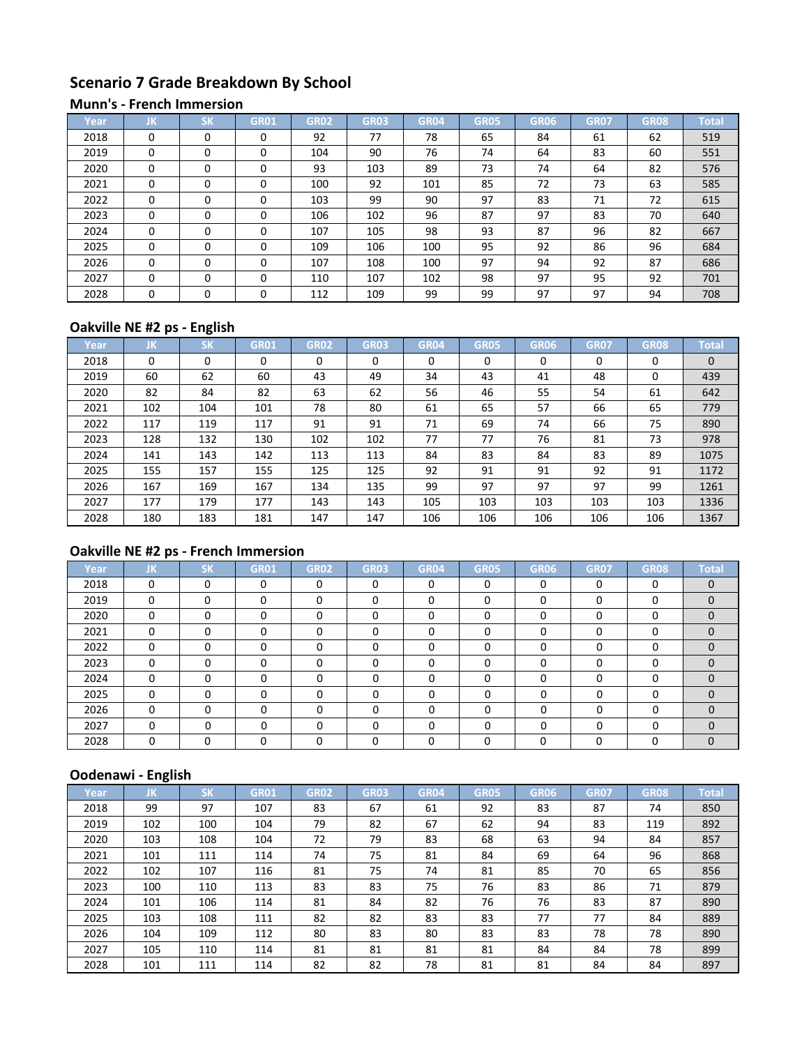## Scenario 7 Grade Breakdown By School

### Munn's - French Immersion

| Year | JK | SK | GR01 | GR02 | GR03 | GR04 | GR05 | GR06 | GR07 | GR08 | Total |
|---|---|---|---|---|---|---|---|---|---|---|---|
| 2018 | 0 | 0 | 0 | 92 | 77 | 78 | 65 | 84 | 61 | 62 | 519 |
| 2019 | 0 | 0 | 0 | 104 | 90 | 76 | 74 | 64 | 83 | 60 | 551 |
| 2020 | 0 | 0 | 0 | 93 | 103 | 89 | 73 | 74 | 64 | 82 | 576 |
| 2021 | 0 | 0 | 0 | 100 | 92 | 101 | 85 | 72 | 73 | 63 | 585 |
| 2022 | 0 | 0 | 0 | 103 | 99 | 90 | 97 | 83 | 71 | 72 | 615 |
| 2023 | 0 | 0 | 0 | 106 | 102 | 96 | 87 | 97 | 83 | 70 | 640 |
| 2024 | 0 | 0 | 0 | 107 | 105 | 98 | 93 | 87 | 96 | 82 | 667 |
| 2025 | 0 | 0 | 0 | 109 | 106 | 100 | 95 | 92 | 86 | 96 | 684 |
| 2026 | 0 | 0 | 0 | 107 | 108 | 100 | 97 | 94 | 92 | 87 | 686 |
| 2027 | 0 | 0 | 0 | 110 | 107 | 102 | 98 | 97 | 95 | 92 | 701 |
| 2028 | 0 | 0 | 0 | 112 | 109 | 99 | 99 | 97 | 97 | 94 | 708 |

### Oakville NE #2 ps - English

| Year | JK | SK | GR01 | GR02 | GR03 | GR04 | GR05 | GR06 | GR07 | GR08 | Total |
|---|---|---|---|---|---|---|---|---|---|---|---|
| 2018 | 0 | 0 | 0 | 0 | 0 | 0 | 0 | 0 | 0 | 0 | 0 |
| 2019 | 60 | 62 | 60 | 43 | 49 | 34 | 43 | 41 | 48 | 0 | 439 |
| 2020 | 82 | 84 | 82 | 63 | 62 | 56 | 46 | 55 | 54 | 61 | 642 |
| 2021 | 102 | 104 | 101 | 78 | 80 | 61 | 65 | 57 | 66 | 65 | 779 |
| 2022 | 117 | 119 | 117 | 91 | 91 | 71 | 69 | 74 | 66 | 75 | 890 |
| 2023 | 128 | 132 | 130 | 102 | 102 | 77 | 77 | 76 | 81 | 73 | 978 |
| 2024 | 141 | 143 | 142 | 113 | 113 | 84 | 83 | 84 | 83 | 89 | 1075 |
| 2025 | 155 | 157 | 155 | 125 | 125 | 92 | 91 | 91 | 92 | 91 | 1172 |
| 2026 | 167 | 169 | 167 | 134 | 135 | 99 | 97 | 97 | 97 | 99 | 1261 |
| 2027 | 177 | 179 | 177 | 143 | 143 | 105 | 103 | 103 | 103 | 103 | 1336 |
| 2028 | 180 | 183 | 181 | 147 | 147 | 106 | 106 | 106 | 106 | 106 | 1367 |

### Oakville NE #2 ps - French Immersion

| Year | JK | SK | GR01 | GR02 | GR03 | GR04 | GR05 | GR06 | GR07 | GR08 | Total |
|---|---|---|---|---|---|---|---|---|---|---|---|
| 2018 | 0 | 0 | 0 | 0 | 0 | 0 | 0 | 0 | 0 | 0 | 0 |
| 2019 | 0 | 0 | 0 | 0 | 0 | 0 | 0 | 0 | 0 | 0 | 0 |
| 2020 | 0 | 0 | 0 | 0 | 0 | 0 | 0 | 0 | 0 | 0 | 0 |
| 2021 | 0 | 0 | 0 | 0 | 0 | 0 | 0 | 0 | 0 | 0 | 0 |
| 2022 | 0 | 0 | 0 | 0 | 0 | 0 | 0 | 0 | 0 | 0 | 0 |
| 2023 | 0 | 0 | 0 | 0 | 0 | 0 | 0 | 0 | 0 | 0 | 0 |
| 2024 | 0 | 0 | 0 | 0 | 0 | 0 | 0 | 0 | 0 | 0 | 0 |
| 2025 | 0 | 0 | 0 | 0 | 0 | 0 | 0 | 0 | 0 | 0 | 0 |
| 2026 | 0 | 0 | 0 | 0 | 0 | 0 | 0 | 0 | 0 | 0 | 0 |
| 2027 | 0 | 0 | 0 | 0 | 0 | 0 | 0 | 0 | 0 | 0 | 0 |
| 2028 | 0 | 0 | 0 | 0 | 0 | 0 | 0 | 0 | 0 | 0 | 0 |

### Oodenawi - English

| Year | JK | SK | GR01 | GR02 | GR03 | GR04 | GR05 | GR06 | GR07 | GR08 | Total |
|---|---|---|---|---|---|---|---|---|---|---|---|
| 2018 | 99 | 97 | 107 | 83 | 67 | 61 | 92 | 83 | 87 | 74 | 850 |
| 2019 | 102 | 100 | 104 | 79 | 82 | 67 | 62 | 94 | 83 | 119 | 892 |
| 2020 | 103 | 108 | 104 | 72 | 79 | 83 | 68 | 63 | 94 | 84 | 857 |
| 2021 | 101 | 111 | 114 | 74 | 75 | 81 | 84 | 69 | 64 | 96 | 868 |
| 2022 | 102 | 107 | 116 | 81 | 75 | 74 | 81 | 85 | 70 | 65 | 856 |
| 2023 | 100 | 110 | 113 | 83 | 83 | 75 | 76 | 83 | 86 | 71 | 879 |
| 2024 | 101 | 106 | 114 | 81 | 84 | 82 | 76 | 76 | 83 | 87 | 890 |
| 2025 | 103 | 108 | 111 | 82 | 82 | 83 | 83 | 77 | 77 | 84 | 889 |
| 2026 | 104 | 109 | 112 | 80 | 83 | 80 | 83 | 83 | 78 | 78 | 890 |
| 2027 | 105 | 110 | 114 | 81 | 81 | 81 | 81 | 84 | 84 | 78 | 899 |
| 2028 | 101 | 111 | 114 | 82 | 82 | 78 | 81 | 81 | 84 | 84 | 897 |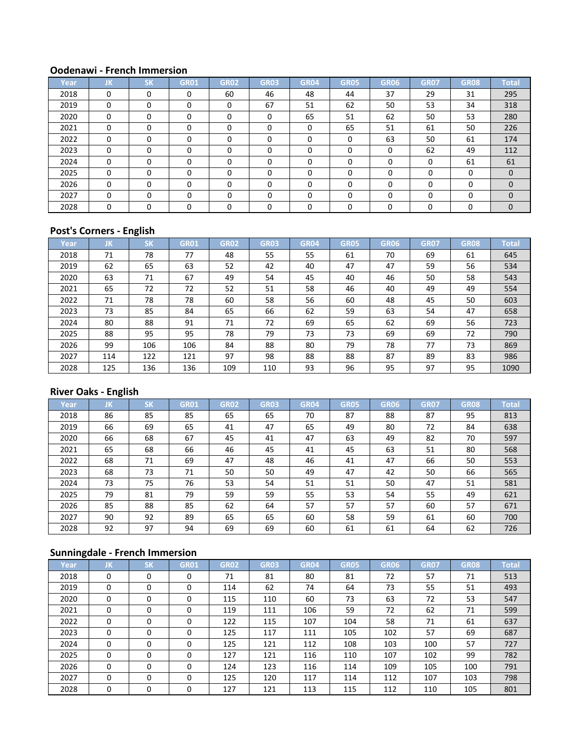### Oodenawi - French Immersion

| Year | JK | SK | GR01 | GR02 | GR03 | GR04 | GR05 | GR06 | GR07 | GR08 | Total |
|---|---|---|---|---|---|---|---|---|---|---|---|
| 2018 | 0 | 0 | 0 | 60 | 46 | 48 | 44 | 37 | 29 | 31 | 295 |
| 2019 | 0 | 0 | 0 | 0 | 67 | 51 | 62 | 50 | 53 | 34 | 318 |
| 2020 | 0 | 0 | 0 | 0 | 0 | 65 | 51 | 62 | 50 | 53 | 280 |
| 2021 | 0 | 0 | 0 | 0 | 0 | 0 | 65 | 51 | 61 | 50 | 226 |
| 2022 | 0 | 0 | 0 | 0 | 0 | 0 | 0 | 63 | 50 | 61 | 174 |
| 2023 | 0 | 0 | 0 | 0 | 0 | 0 | 0 | 0 | 62 | 49 | 112 |
| 2024 | 0 | 0 | 0 | 0 | 0 | 0 | 0 | 0 | 0 | 61 | 61 |
| 2025 | 0 | 0 | 0 | 0 | 0 | 0 | 0 | 0 | 0 | 0 | 0 |
| 2026 | 0 | 0 | 0 | 0 | 0 | 0 | 0 | 0 | 0 | 0 | 0 |
| 2027 | 0 | 0 | 0 | 0 | 0 | 0 | 0 | 0 | 0 | 0 | 0 |
| 2028 | 0 | 0 | 0 | 0 | 0 | 0 | 0 | 0 | 0 | 0 | 0 |

### Post's Corners - English

| Year | JK | SK | GR01 | GR02 | GR03 | GR04 | GR05 | GR06 | GR07 | GR08 | Total |
|---|---|---|---|---|---|---|---|---|---|---|---|
| 2018 | 71 | 78 | 77 | 48 | 55 | 55 | 61 | 70 | 69 | 61 | 645 |
| 2019 | 62 | 65 | 63 | 52 | 42 | 40 | 47 | 47 | 59 | 56 | 534 |
| 2020 | 63 | 71 | 67 | 49 | 54 | 45 | 40 | 46 | 50 | 58 | 543 |
| 2021 | 65 | 72 | 72 | 52 | 51 | 58 | 46 | 40 | 49 | 49 | 554 |
| 2022 | 71 | 78 | 78 | 60 | 58 | 56 | 60 | 48 | 45 | 50 | 603 |
| 2023 | 73 | 85 | 84 | 65 | 66 | 62 | 59 | 63 | 54 | 47 | 658 |
| 2024 | 80 | 88 | 91 | 71 | 72 | 69 | 65 | 62 | 69 | 56 | 723 |
| 2025 | 88 | 95 | 95 | 78 | 79 | 73 | 73 | 69 | 69 | 72 | 790 |
| 2026 | 99 | 106 | 106 | 84 | 88 | 80 | 79 | 78 | 77 | 73 | 869 |
| 2027 | 114 | 122 | 121 | 97 | 98 | 88 | 88 | 87 | 89 | 83 | 986 |
| 2028 | 125 | 136 | 136 | 109 | 110 | 93 | 96 | 95 | 97 | 95 | 1090 |

### River Oaks - English

| Year | JK | SK | GR01 | GR02 | GR03 | GR04 | GR05 | GR06 | GR07 | GR08 | Total |
|---|---|---|---|---|---|---|---|---|---|---|---|
| 2018 | 86 | 85 | 85 | 65 | 65 | 70 | 87 | 88 | 87 | 95 | 813 |
| 2019 | 66 | 69 | 65 | 41 | 47 | 65 | 49 | 80 | 72 | 84 | 638 |
| 2020 | 66 | 68 | 67 | 45 | 41 | 47 | 63 | 49 | 82 | 70 | 597 |
| 2021 | 65 | 68 | 66 | 46 | 45 | 41 | 45 | 63 | 51 | 80 | 568 |
| 2022 | 68 | 71 | 69 | 47 | 48 | 46 | 41 | 47 | 66 | 50 | 553 |
| 2023 | 68 | 73 | 71 | 50 | 50 | 49 | 47 | 42 | 50 | 66 | 565 |
| 2024 | 73 | 75 | 76 | 53 | 54 | 51 | 51 | 50 | 47 | 51 | 581 |
| 2025 | 79 | 81 | 79 | 59 | 59 | 55 | 53 | 54 | 55 | 49 | 621 |
| 2026 | 85 | 88 | 85 | 62 | 64 | 57 | 57 | 57 | 60 | 57 | 671 |
| 2027 | 90 | 92 | 89 | 65 | 65 | 60 | 58 | 59 | 61 | 60 | 700 |
| 2028 | 92 | 97 | 94 | 69 | 69 | 60 | 61 | 61 | 64 | 62 | 726 |

### Sunningdale - French Immersion

| Year | JK | SK | GR01 | GR02 | GR03 | GR04 | GR05 | GR06 | GR07 | GR08 | Total |
|---|---|---|---|---|---|---|---|---|---|---|---|
| 2018 | 0 | 0 | 0 | 71 | 81 | 80 | 81 | 72 | 57 | 71 | 513 |
| 2019 | 0 | 0 | 0 | 114 | 62 | 74 | 64 | 73 | 55 | 51 | 493 |
| 2020 | 0 | 0 | 0 | 115 | 110 | 60 | 73 | 63 | 72 | 53 | 547 |
| 2021 | 0 | 0 | 0 | 119 | 111 | 106 | 59 | 72 | 62 | 71 | 599 |
| 2022 | 0 | 0 | 0 | 122 | 115 | 107 | 104 | 58 | 71 | 61 | 637 |
| 2023 | 0 | 0 | 0 | 125 | 117 | 111 | 105 | 102 | 57 | 69 | 687 |
| 2024 | 0 | 0 | 0 | 125 | 121 | 112 | 108 | 103 | 100 | 57 | 727 |
| 2025 | 0 | 0 | 0 | 127 | 121 | 116 | 110 | 107 | 102 | 99 | 782 |
| 2026 | 0 | 0 | 0 | 124 | 123 | 116 | 114 | 109 | 105 | 100 | 791 |
| 2027 | 0 | 0 | 0 | 125 | 120 | 117 | 114 | 112 | 107 | 103 | 798 |
| 2028 | 0 | 0 | 0 | 127 | 121 | 113 | 115 | 112 | 110 | 105 | 801 |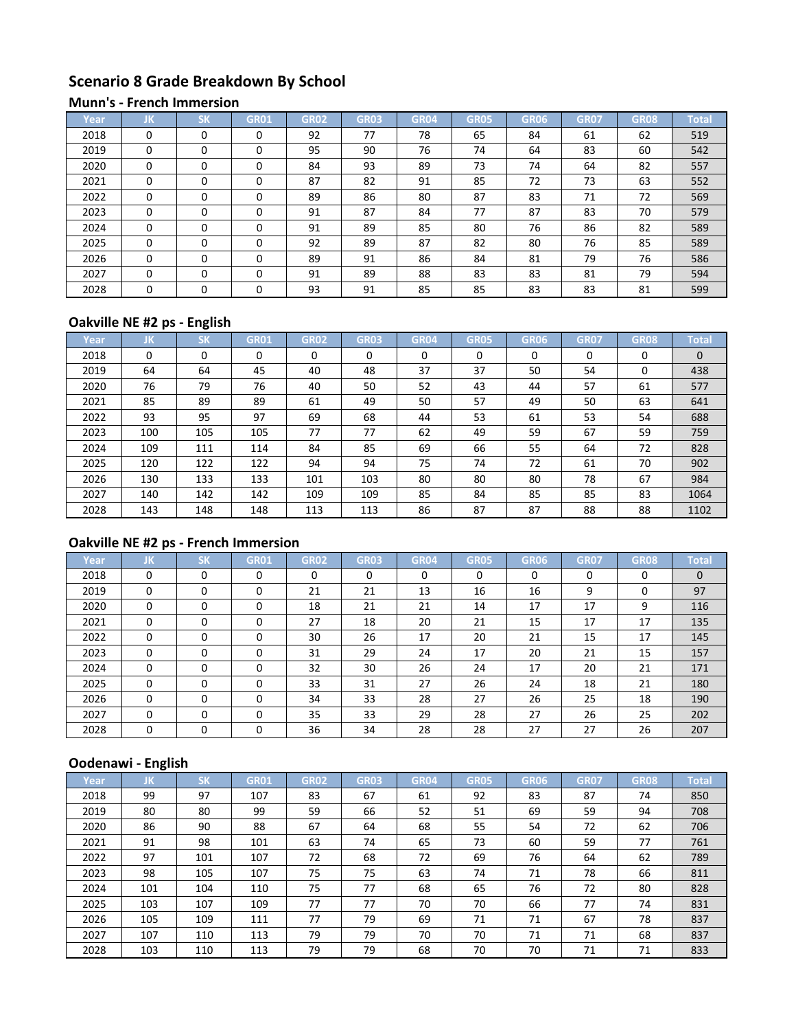## Scenario 8 Grade Breakdown By School

### Munn's - French Immersion

| Year | JK | SK | GR01 | GR02 | GR03 | GR04 | GR05 | GR06 | GR07 | GR08 | Total |
|---|---|---|---|---|---|---|---|---|---|---|---|
| 2018 | 0 | 0 | 0 | 92 | 77 | 78 | 65 | 84 | 61 | 62 | 519 |
| 2019 | 0 | 0 | 0 | 95 | 90 | 76 | 74 | 64 | 83 | 60 | 542 |
| 2020 | 0 | 0 | 0 | 84 | 93 | 89 | 73 | 74 | 64 | 82 | 557 |
| 2021 | 0 | 0 | 0 | 87 | 82 | 91 | 85 | 72 | 73 | 63 | 552 |
| 2022 | 0 | 0 | 0 | 89 | 86 | 80 | 87 | 83 | 71 | 72 | 569 |
| 2023 | 0 | 0 | 0 | 91 | 87 | 84 | 77 | 87 | 83 | 70 | 579 |
| 2024 | 0 | 0 | 0 | 91 | 89 | 85 | 80 | 76 | 86 | 82 | 589 |
| 2025 | 0 | 0 | 0 | 92 | 89 | 87 | 82 | 80 | 76 | 85 | 589 |
| 2026 | 0 | 0 | 0 | 89 | 91 | 86 | 84 | 81 | 79 | 76 | 586 |
| 2027 | 0 | 0 | 0 | 91 | 89 | 88 | 83 | 83 | 81 | 79 | 594 |
| 2028 | 0 | 0 | 0 | 93 | 91 | 85 | 85 | 83 | 83 | 81 | 599 |

### Oakville NE #2 ps - English

| Year | JK | SK | GR01 | GR02 | GR03 | GR04 | GR05 | GR06 | GR07 | GR08 | Total |
|---|---|---|---|---|---|---|---|---|---|---|---|
| 2018 | 0 | 0 | 0 | 0 | 0 | 0 | 0 | 0 | 0 | 0 | 0 |
| 2019 | 64 | 64 | 45 | 40 | 48 | 37 | 37 | 50 | 54 | 0 | 438 |
| 2020 | 76 | 79 | 76 | 40 | 50 | 52 | 43 | 44 | 57 | 61 | 577 |
| 2021 | 85 | 89 | 89 | 61 | 49 | 50 | 57 | 49 | 50 | 63 | 641 |
| 2022 | 93 | 95 | 97 | 69 | 68 | 44 | 53 | 61 | 53 | 54 | 688 |
| 2023 | 100 | 105 | 105 | 77 | 77 | 62 | 49 | 59 | 67 | 59 | 759 |
| 2024 | 109 | 111 | 114 | 84 | 85 | 69 | 66 | 55 | 64 | 72 | 828 |
| 2025 | 120 | 122 | 122 | 94 | 94 | 75 | 74 | 72 | 61 | 70 | 902 |
| 2026 | 130 | 133 | 133 | 101 | 103 | 80 | 80 | 80 | 78 | 67 | 984 |
| 2027 | 140 | 142 | 142 | 109 | 109 | 85 | 84 | 85 | 85 | 83 | 1064 |
| 2028 | 143 | 148 | 148 | 113 | 113 | 86 | 87 | 87 | 88 | 88 | 1102 |

### Oakville NE #2 ps - French Immersion

| Year | JK | SK | GR01 | GR02 | GR03 | GR04 | GR05 | GR06 | GR07 | GR08 | Total |
|---|---|---|---|---|---|---|---|---|---|---|---|
| 2018 | 0 | 0 | 0 | 0 | 0 | 0 | 0 | 0 | 0 | 0 | 0 |
| 2019 | 0 | 0 | 0 | 21 | 21 | 13 | 16 | 16 | 9 | 0 | 97 |
| 2020 | 0 | 0 | 0 | 18 | 21 | 21 | 14 | 17 | 17 | 9 | 116 |
| 2021 | 0 | 0 | 0 | 27 | 18 | 20 | 21 | 15 | 17 | 17 | 135 |
| 2022 | 0 | 0 | 0 | 30 | 26 | 17 | 20 | 21 | 15 | 17 | 145 |
| 2023 | 0 | 0 | 0 | 31 | 29 | 24 | 17 | 20 | 21 | 15 | 157 |
| 2024 | 0 | 0 | 0 | 32 | 30 | 26 | 24 | 17 | 20 | 21 | 171 |
| 2025 | 0 | 0 | 0 | 33 | 31 | 27 | 26 | 24 | 18 | 21 | 180 |
| 2026 | 0 | 0 | 0 | 34 | 33 | 28 | 27 | 26 | 25 | 18 | 190 |
| 2027 | 0 | 0 | 0 | 35 | 33 | 29 | 28 | 27 | 26 | 25 | 202 |
| 2028 | 0 | 0 | 0 | 36 | 34 | 28 | 28 | 27 | 27 | 26 | 207 |

### Oodenawi - English

| Year | JK | SK | GR01 | GR02 | GR03 | GR04 | GR05 | GR06 | GR07 | GR08 | Total |
|---|---|---|---|---|---|---|---|---|---|---|---|
| 2018 | 99 | 97 | 107 | 83 | 67 | 61 | 92 | 83 | 87 | 74 | 850 |
| 2019 | 80 | 80 | 99 | 59 | 66 | 52 | 51 | 69 | 59 | 94 | 708 |
| 2020 | 86 | 90 | 88 | 67 | 64 | 68 | 55 | 54 | 72 | 62 | 706 |
| 2021 | 91 | 98 | 101 | 63 | 74 | 65 | 73 | 60 | 59 | 77 | 761 |
| 2022 | 97 | 101 | 107 | 72 | 68 | 72 | 69 | 76 | 64 | 62 | 789 |
| 2023 | 98 | 105 | 107 | 75 | 75 | 63 | 74 | 71 | 78 | 66 | 811 |
| 2024 | 101 | 104 | 110 | 75 | 77 | 68 | 65 | 76 | 72 | 80 | 828 |
| 2025 | 103 | 107 | 109 | 77 | 77 | 70 | 70 | 66 | 77 | 74 | 831 |
| 2026 | 105 | 109 | 111 | 77 | 79 | 69 | 71 | 71 | 67 | 78 | 837 |
| 2027 | 107 | 110 | 113 | 79 | 79 | 70 | 70 | 71 | 71 | 68 | 837 |
| 2028 | 103 | 110 | 113 | 79 | 79 | 68 | 70 | 70 | 71 | 71 | 833 |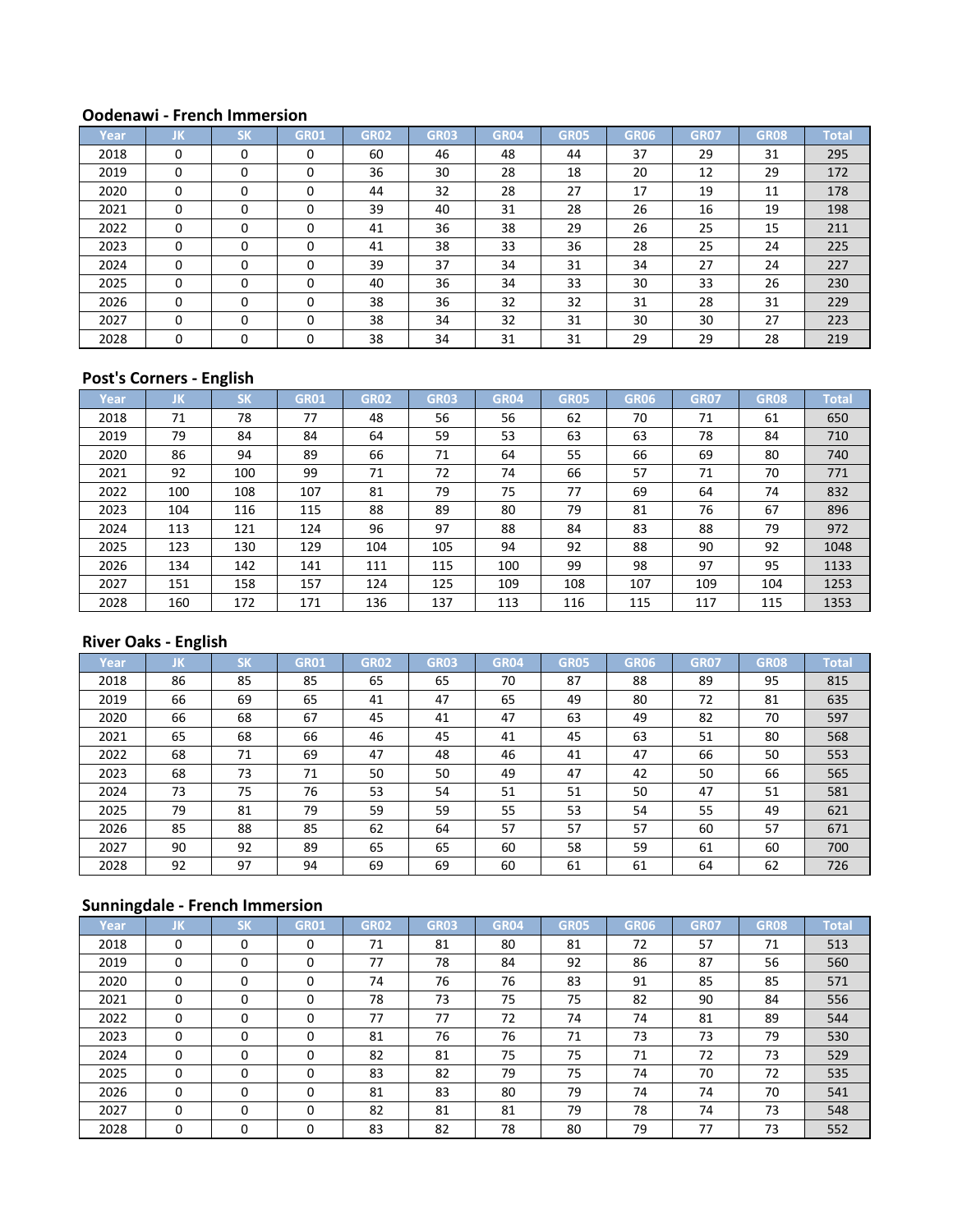### Oodenawi - French Immersion

| Year | JK | SK | GR01 | GR02 | GR03 | GR04 | GR05 | GR06 | GR07 | GR08 | Total |
|---|---|---|---|---|---|---|---|---|---|---|---|
| 2018 | 0 | 0 | 0 | 60 | 46 | 48 | 44 | 37 | 29 | 31 | 295 |
| 2019 | 0 | 0 | 0 | 36 | 30 | 28 | 18 | 20 | 12 | 29 | 172 |
| 2020 | 0 | 0 | 0 | 44 | 32 | 28 | 27 | 17 | 19 | 11 | 178 |
| 2021 | 0 | 0 | 0 | 39 | 40 | 31 | 28 | 26 | 16 | 19 | 198 |
| 2022 | 0 | 0 | 0 | 41 | 36 | 38 | 29 | 26 | 25 | 15 | 211 |
| 2023 | 0 | 0 | 0 | 41 | 38 | 33 | 36 | 28 | 25 | 24 | 225 |
| 2024 | 0 | 0 | 0 | 39 | 37 | 34 | 31 | 34 | 27 | 24 | 227 |
| 2025 | 0 | 0 | 0 | 40 | 36 | 34 | 33 | 30 | 33 | 26 | 230 |
| 2026 | 0 | 0 | 0 | 38 | 36 | 32 | 32 | 31 | 28 | 31 | 229 |
| 2027 | 0 | 0 | 0 | 38 | 34 | 32 | 31 | 30 | 30 | 27 | 223 |
| 2028 | 0 | 0 | 0 | 38 | 34 | 31 | 31 | 29 | 29 | 28 | 219 |

### Post's Corners - English

| Year | JK | SK | GR01 | GR02 | GR03 | GR04 | GR05 | GR06 | GR07 | GR08 | Total |
|---|---|---|---|---|---|---|---|---|---|---|---|
| 2018 | 71 | 78 | 77 | 48 | 56 | 56 | 62 | 70 | 71 | 61 | 650 |
| 2019 | 79 | 84 | 84 | 64 | 59 | 53 | 63 | 63 | 78 | 84 | 710 |
| 2020 | 86 | 94 | 89 | 66 | 71 | 64 | 55 | 66 | 69 | 80 | 740 |
| 2021 | 92 | 100 | 99 | 71 | 72 | 74 | 66 | 57 | 71 | 70 | 771 |
| 2022 | 100 | 108 | 107 | 81 | 79 | 75 | 77 | 69 | 64 | 74 | 832 |
| 2023 | 104 | 116 | 115 | 88 | 89 | 80 | 79 | 81 | 76 | 67 | 896 |
| 2024 | 113 | 121 | 124 | 96 | 97 | 88 | 84 | 83 | 88 | 79 | 972 |
| 2025 | 123 | 130 | 129 | 104 | 105 | 94 | 92 | 88 | 90 | 92 | 1048 |
| 2026 | 134 | 142 | 141 | 111 | 115 | 100 | 99 | 98 | 97 | 95 | 1133 |
| 2027 | 151 | 158 | 157 | 124 | 125 | 109 | 108 | 107 | 109 | 104 | 1253 |
| 2028 | 160 | 172 | 171 | 136 | 137 | 113 | 116 | 115 | 117 | 115 | 1353 |

### River Oaks - English

| Year | JK | SK | GR01 | GR02 | GR03 | GR04 | GR05 | GR06 | GR07 | GR08 | Total |
|---|---|---|---|---|---|---|---|---|---|---|---|
| 2018 | 86 | 85 | 85 | 65 | 65 | 70 | 87 | 88 | 89 | 95 | 815 |
| 2019 | 66 | 69 | 65 | 41 | 47 | 65 | 49 | 80 | 72 | 81 | 635 |
| 2020 | 66 | 68 | 67 | 45 | 41 | 47 | 63 | 49 | 82 | 70 | 597 |
| 2021 | 65 | 68 | 66 | 46 | 45 | 41 | 45 | 63 | 51 | 80 | 568 |
| 2022 | 68 | 71 | 69 | 47 | 48 | 46 | 41 | 47 | 66 | 50 | 553 |
| 2023 | 68 | 73 | 71 | 50 | 50 | 49 | 47 | 42 | 50 | 66 | 565 |
| 2024 | 73 | 75 | 76 | 53 | 54 | 51 | 51 | 50 | 47 | 51 | 581 |
| 2025 | 79 | 81 | 79 | 59 | 59 | 55 | 53 | 54 | 55 | 49 | 621 |
| 2026 | 85 | 88 | 85 | 62 | 64 | 57 | 57 | 57 | 60 | 57 | 671 |
| 2027 | 90 | 92 | 89 | 65 | 65 | 60 | 58 | 59 | 61 | 60 | 700 |
| 2028 | 92 | 97 | 94 | 69 | 69 | 60 | 61 | 61 | 64 | 62 | 726 |

### Sunningdale - French Immersion

| Year | JK | SK | GR01 | GR02 | GR03 | GR04 | GR05 | GR06 | GR07 | GR08 | Total |
|---|---|---|---|---|---|---|---|---|---|---|---|
| 2018 | 0 | 0 | 0 | 71 | 81 | 80 | 81 | 72 | 57 | 71 | 513 |
| 2019 | 0 | 0 | 0 | 77 | 78 | 84 | 92 | 86 | 87 | 56 | 560 |
| 2020 | 0 | 0 | 0 | 74 | 76 | 76 | 83 | 91 | 85 | 85 | 571 |
| 2021 | 0 | 0 | 0 | 78 | 73 | 75 | 75 | 82 | 90 | 84 | 556 |
| 2022 | 0 | 0 | 0 | 77 | 77 | 72 | 74 | 74 | 81 | 89 | 544 |
| 2023 | 0 | 0 | 0 | 81 | 76 | 76 | 71 | 73 | 73 | 79 | 530 |
| 2024 | 0 | 0 | 0 | 82 | 81 | 75 | 75 | 71 | 72 | 73 | 529 |
| 2025 | 0 | 0 | 0 | 83 | 82 | 79 | 75 | 74 | 70 | 72 | 535 |
| 2026 | 0 | 0 | 0 | 81 | 83 | 80 | 79 | 74 | 74 | 70 | 541 |
| 2027 | 0 | 0 | 0 | 82 | 81 | 81 | 79 | 78 | 74 | 73 | 548 |
| 2028 | 0 | 0 | 0 | 83 | 82 | 78 | 80 | 79 | 77 | 73 | 552 |